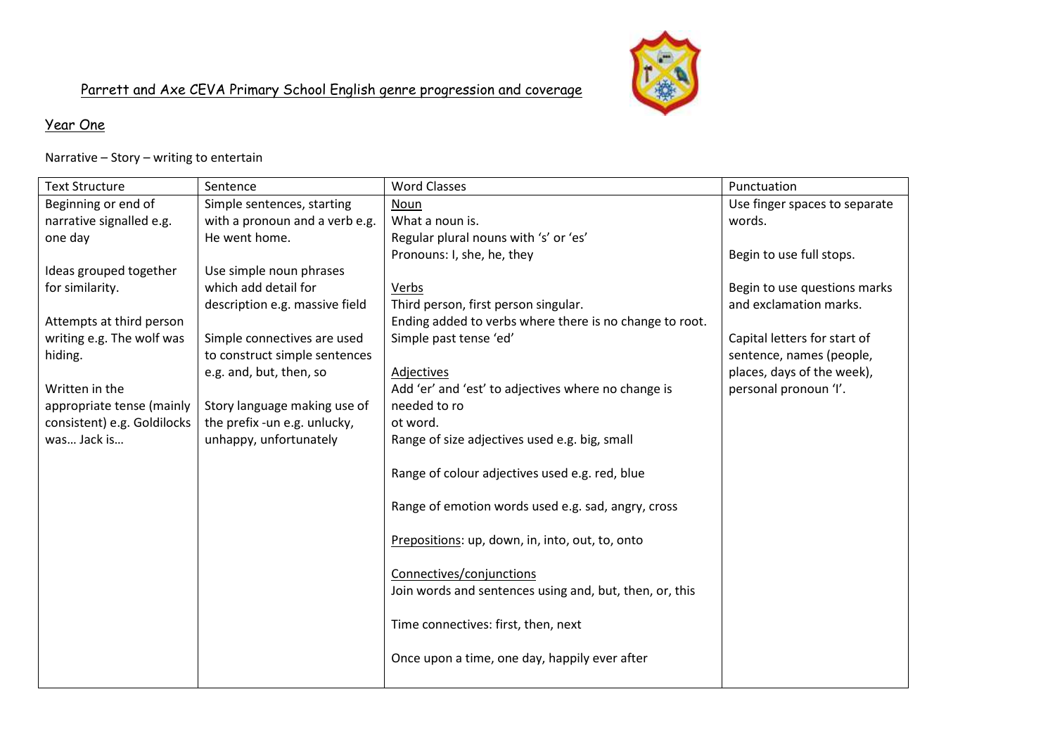# Parrett and Axe CEVA Primary School English genre progression and coverage

## Year One

Narrative – Story – writing to entertain

| Text Structure | Sentence | Word Classes | Punctuation |
| --- | --- | --- | --- |
| Beginning or end of narrative signalled e.g. one day<br><br>Ideas grouped together for similarity.<br><br>Attempts at third person writing e.g. The wolf was hiding.<br><br>Written in the appropriate tense (mainly consistent) e.g. Goldilocks was… Jack is… | Simple sentences, starting with a pronoun and a verb e.g. He went home.<br><br>Use simple noun phrases which add detail for description e.g. massive field<br><br>Simple connectives are used to construct simple sentences e.g. and, but, then, so<br><br>Story language making use of the prefix -un e.g. unlucky, unhappy, unfortunately | Noun<br>What a noun is.<br>Regular plural nouns with 's' or 'es'<br>Pronouns: I, she, he, they<br><br>Verbs<br>Third person, first person singular.<br>Ending added to verbs where there is no change to root.<br>Simple past tense 'ed'<br><br>Adjectives<br>Add 'er' and 'est' to adjectives where no change is needed to ro<br>ot word.<br>Range of size adjectives used e.g. big, small<br><br>Range of colour adjectives used e.g. red, blue<br><br>Range of emotion words used e.g. sad, angry, cross<br><br>Prepositions: up, down, in, into, out, to, onto<br><br>Connectives/conjunctions<br>Join words and sentences using and, but, then, or, this<br><br>Time connectives: first, then, next<br><br>Once upon a time, one day, happily ever after | Use finger spaces to separate words.<br><br>Begin to use full stops.<br><br>Begin to use questions marks and exclamation marks.<br><br>Capital letters for start of sentence, names (people, places, days of the week), personal pronoun 'I'. |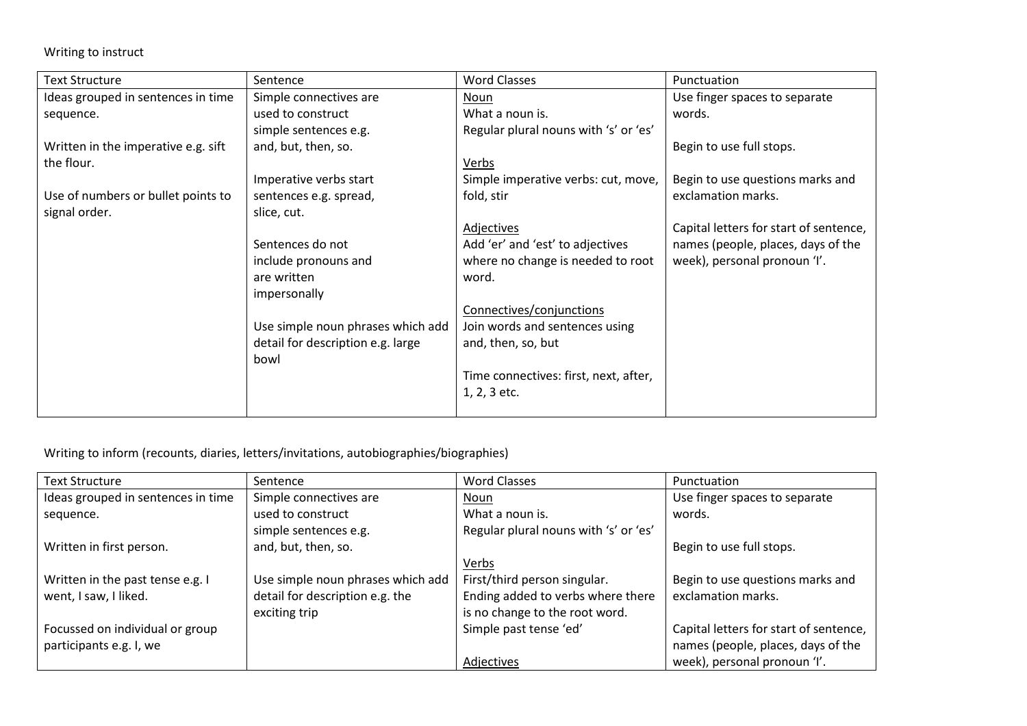Writing to instruct

| Text Structure | Sentence | Word Classes | Punctuation |
| --- | --- | --- | --- |
| Ideas grouped in sentences in time sequence.<br><br>Written in the imperative e.g. sift the flour.<br><br>Use of numbers or bullet points to signal order. | Simple connectives are used to construct simple sentences e.g. and, but, then, so.<br><br>Imperative verbs start sentences e.g. spread, slice, cut.<br><br>Sentences do not include pronouns and are written impersonally<br><br>Use simple noun phrases which add detail for description e.g. large bowl | <u>Noun</u><br>What a noun is.<br>Regular plural nouns with 's' or 'es'<br><br><u>Verbs</u><br>Simple imperative verbs: cut, move, fold, stir<br><br><u>Adjectives</u><br>Add 'er' and 'est' to adjectives where no change is needed to root word.<br><br><u>Connectives/conjunctions</u><br>Join words and sentences using and, then, so, but<br><br>Time connectives: first, next, after, 1, 2, 3 etc. | Use finger spaces to separate words.<br><br>Begin to use full stops.<br><br>Begin to use questions marks and exclamation marks.<br><br>Capital letters for start of sentence, names (people, places, days of the week), personal pronoun 'I'. |

Writing to inform (recounts, diaries, letters/invitations, autobiographies/biographies)

| Text Structure | Sentence | Word Classes | Punctuation |
| --- | --- | --- | --- |
| Ideas grouped in sentences in time sequence.<br><br>Written in first person.<br><br>Written in the past tense e.g. I went, I saw, I liked.<br><br>Focussed on individual or group participants e.g. I, we | Simple connectives are used to construct simple sentences e.g. and, but, then, so.<br><br>Use simple noun phrases which add detail for description e.g. the exciting trip | <u>Noun</u><br>What a noun is.<br>Regular plural nouns with 's' or 'es'<br><br><u>Verbs</u><br>First/third person singular.<br>Ending added to verbs where there is no change to the root word.<br>Simple past tense 'ed'<br><br><u>Adjectives</u> | Use finger spaces to separate words.<br><br>Begin to use full stops.<br><br>Begin to use questions marks and exclamation marks.<br><br>Capital letters for start of sentence, names (people, places, days of the week), personal pronoun 'I'. |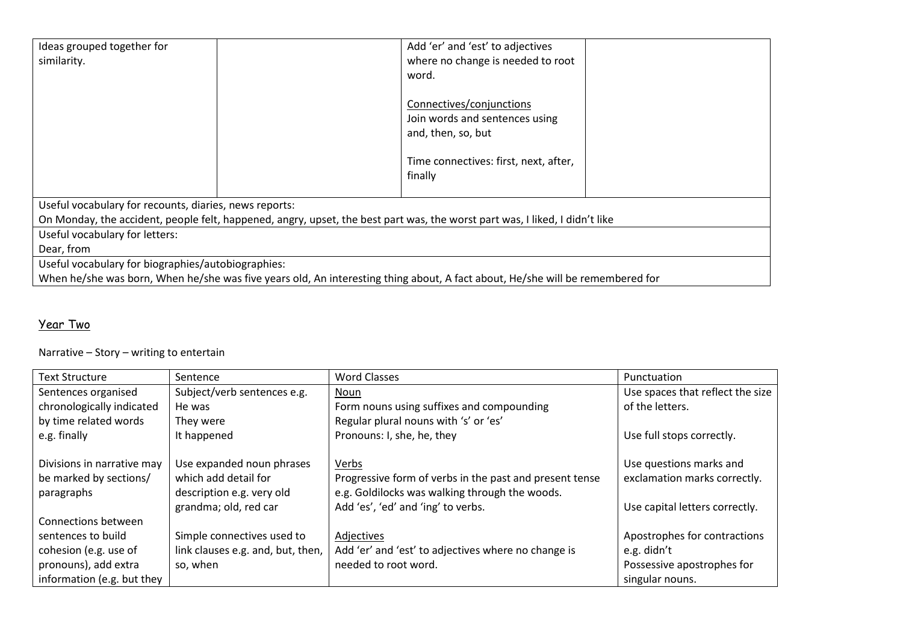| | | | |
|---|---|---|---|
| Ideas grouped together for similarity. | | Add 'er' and 'est' to adjectives where no change is needed to root word.<br><br><u>Connectives/conjunctions</u><br>Join words and sentences using and, then, so, but<br><br>Time connectives: first, next, after, finally | |
| Useful vocabulary for recounts, diaries, news reports:<br>On Monday, the accident, people felt, happened, angry, upset, the best part was, the worst part was, I liked, I didn't like | | | |
| Useful vocabulary for letters:<br>Dear, from | | | |
| Useful vocabulary for biographies/autobiographies:<br>When he/she was born, When he/she was five years old, An interesting thing about, A fact about, He/she will be remembered for | | | |

## <u>Year Two</u>

Narrative – Story – writing to entertain

| Text Structure | Sentence | Word Classes | Punctuation |
|---|---|---|---|
| Sentences organised chronologically indicated by time related words e.g. finally<br><br>Divisions in narrative may be marked by sections/ paragraphs<br><br>Connections between sentences to build cohesion (e.g. use of pronouns), add extra information (e.g. but they | Subject/verb sentences e.g.<br>He was<br>They were<br>It happened<br><br>Use expanded noun phrases which add detail for description e.g. very old grandma; old, red car<br><br>Simple connectives used to link clauses e.g. and, but, then, so, when | <u>Noun</u><br>Form nouns using suffixes and compounding<br>Regular plural nouns with 's' or 'es'<br>Pronouns: I, she, he, they<br><br><u>Verbs</u><br>Progressive form of verbs in the past and present tense e.g. Goldilocks was walking through the woods.<br>Add 'es', 'ed' and 'ing' to verbs.<br><br><u>Adjectives</u><br>Add 'er' and 'est' to adjectives where no change is needed to root word. | Use spaces that reflect the size of the letters.<br><br>Use full stops correctly.<br><br>Use questions marks and exclamation marks correctly.<br><br>Use capital letters correctly.<br><br>Apostrophes for contractions e.g. didn't<br>Possessive apostrophes for singular nouns. |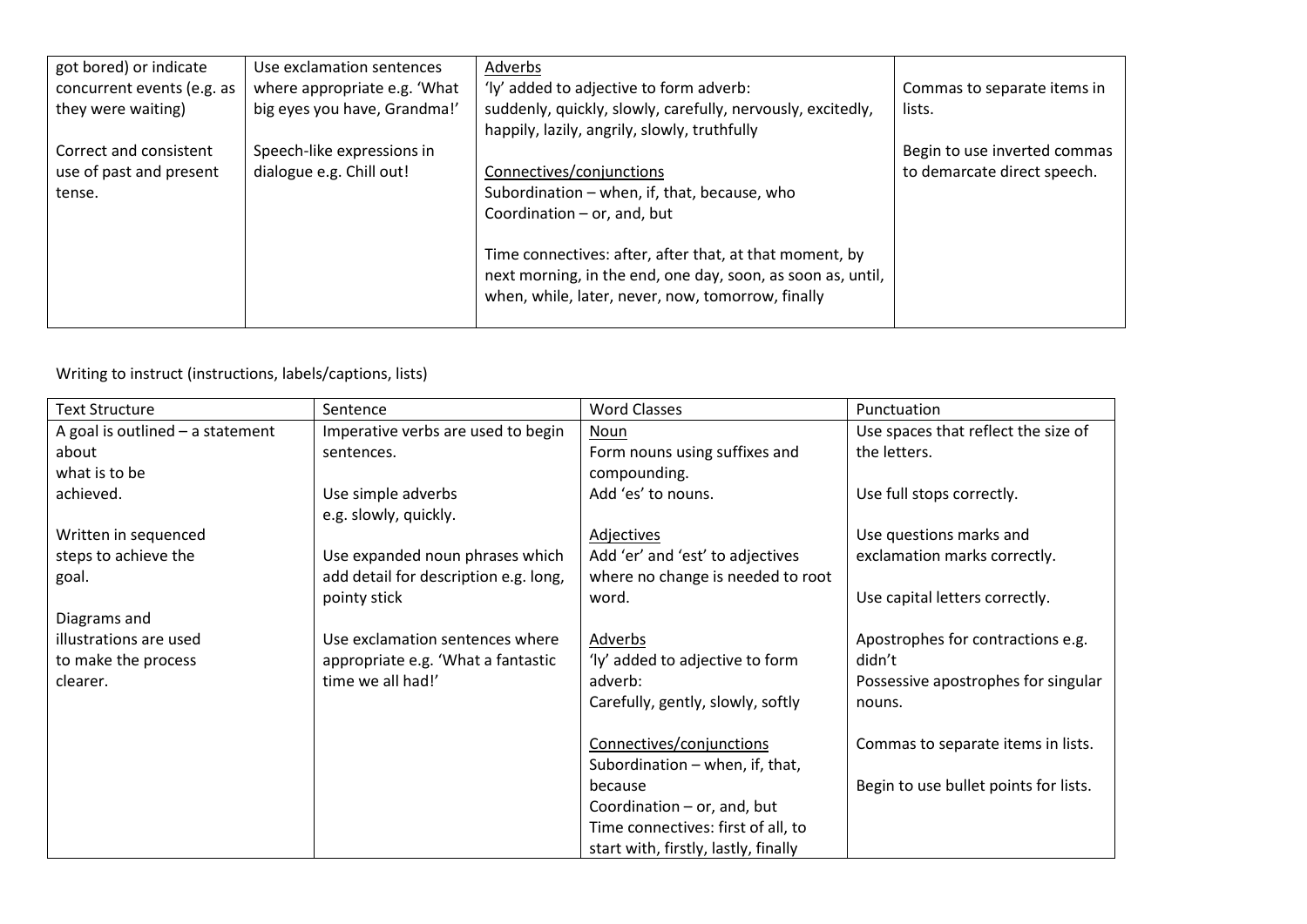| | | | |
|---|---|---|---|
| got bored) or indicate concurrent events (e.g. as they were waiting)<br><br>Correct and consistent use of past and present tense. | Use exclamation sentences where appropriate e.g. 'What big eyes you have, Grandma!'<br><br>Speech-like expressions in dialogue e.g. Chill out! | <u>Adverbs</u><br>'ly' added to adjective to form adverb: suddenly, quickly, slowly, carefully, nervously, excitedly, happily, lazily, angrily, slowly, truthfully<br><br><u>Connectives/conjunctions</u><br>Subordination – when, if, that, because, who<br>Coordination – or, and, but<br><br>Time connectives: after, after that, at that moment, by next morning, in the end, one day, soon, as soon as, until, when, while, later, never, now, tomorrow, finally | Commas to separate items in lists.<br><br>Begin to use inverted commas to demarcate direct speech. |

Writing to instruct (instructions, labels/captions, lists)

| Text Structure | Sentence | Word Classes | Punctuation |
|---|---|---|---|
| A goal is outlined – a statement about what is to be achieved.<br><br>Written in sequenced steps to achieve the goal.<br><br>Diagrams and illustrations are used to make the process clearer. | Imperative verbs are used to begin sentences.<br><br>Use simple adverbs e.g. slowly, quickly.<br><br>Use expanded noun phrases which add detail for description e.g. long, pointy stick<br><br>Use exclamation sentences where appropriate e.g. 'What a fantastic time we all had!' | <u>Noun</u><br>Form nouns using suffixes and compounding.<br>Add 'es' to nouns.<br><br><u>Adjectives</u><br>Add 'er' and 'est' to adjectives where no change is needed to root word.<br><br><u>Adverbs</u><br>'ly' added to adjective to form adverb:<br>Carefully, gently, slowly, softly<br><br><u>Connectives/conjunctions</u><br>Subordination – when, if, that, because<br>Coordination – or, and, but<br>Time connectives: first of all, to start with, firstly, lastly, finally | Use spaces that reflect the size of the letters.<br><br>Use full stops correctly.<br><br>Use questions marks and exclamation marks correctly.<br><br>Use capital letters correctly.<br><br>Apostrophes for contractions e.g. didn't<br>Possessive apostrophes for singular nouns.<br><br>Commas to separate items in lists.<br><br>Begin to use bullet points for lists. |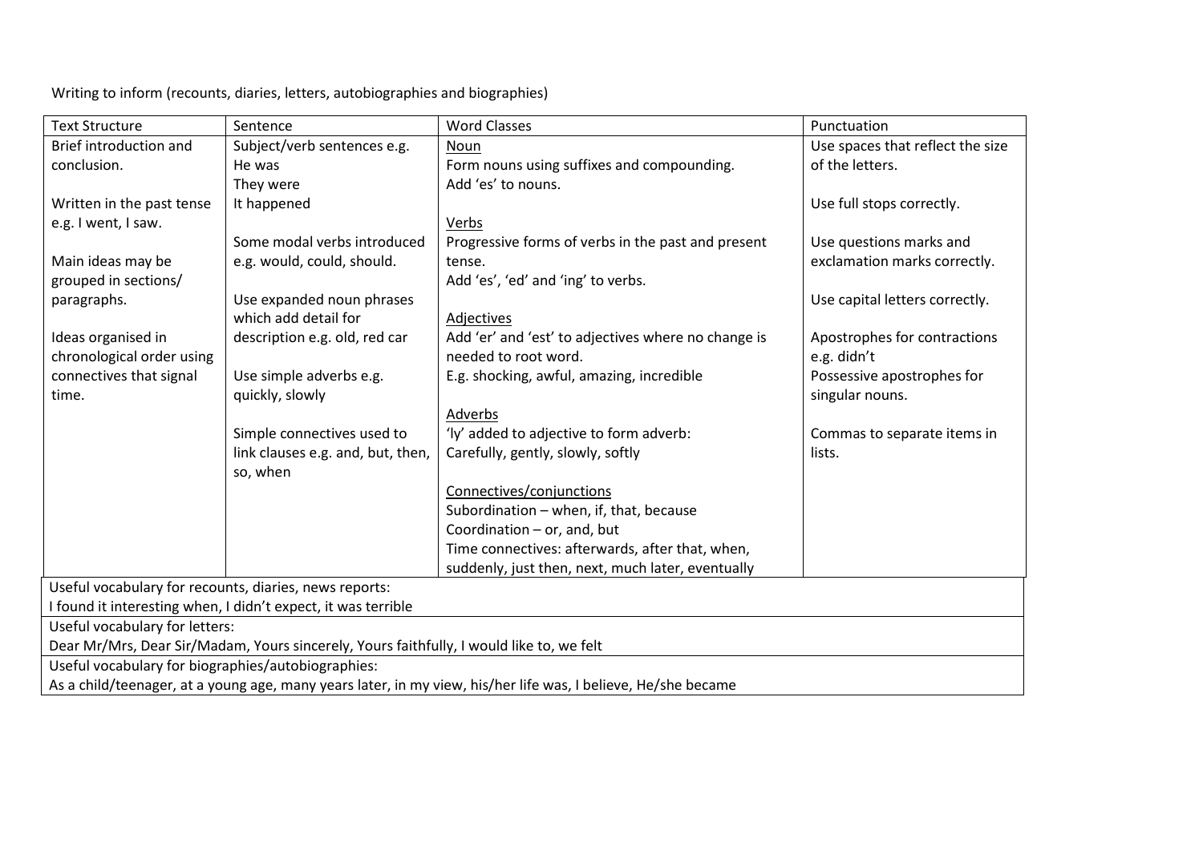Writing to inform (recounts, diaries, letters, autobiographies and biographies)

| Text Structure | Sentence | Word Classes | Punctuation |
|---|---|---|---|
| Brief introduction and conclusion.<br><br>Written in the past tense e.g. I went, I saw.<br><br>Main ideas may be grouped in sections/ paragraphs.<br><br>Ideas organised in chronological order using connectives that signal time. | Subject/verb sentences e.g.<br>He was<br>They were<br>It happened<br><br>Some modal verbs introduced e.g. would, could, should.<br><br>Use expanded noun phrases which add detail for description e.g. old, red car<br><br>Use simple adverbs e.g. quickly, slowly<br><br>Simple connectives used to link clauses e.g. and, but, then, so, when | <u>Noun</u><br>Form nouns using suffixes and compounding.<br>Add 'es' to nouns.<br><br><u>Verbs</u><br>Progressive forms of verbs in the past and present tense.<br>Add 'es', 'ed' and 'ing' to verbs.<br><br><u>Adjectives</u><br>Add 'er' and 'est' to adjectives where no change is needed to root word.<br>E.g. shocking, awful, amazing, incredible<br><br><u>Adverbs</u><br>'ly' added to adjective to form adverb:<br>Carefully, gently, slowly, softly<br><br><u>Connectives/conjunctions</u><br>Subordination – when, if, that, because<br>Coordination – or, and, but<br>Time connectives: afterwards, after that, when, suddenly, just then, next, much later, eventually | Use spaces that reflect the size of the letters.<br><br>Use full stops correctly.<br><br>Use questions marks and exclamation marks correctly.<br><br>Use capital letters correctly.<br><br>Apostrophes for contractions e.g. didn't<br>Possessive apostrophes for singular nouns.<br><br>Commas to separate items in lists. |

| Useful vocabulary for recounts, diaries, news reports: |
|---|
| I found it interesting when, I didn't expect, it was terrible |
| Useful vocabulary for letters: |
| Dear Mr/Mrs, Dear Sir/Madam, Yours sincerely, Yours faithfully, I would like to, we felt |
| Useful vocabulary for biographies/autobiographies: |
| As a child/teenager, at a young age, many years later, in my view, his/her life was, I believe, He/she became |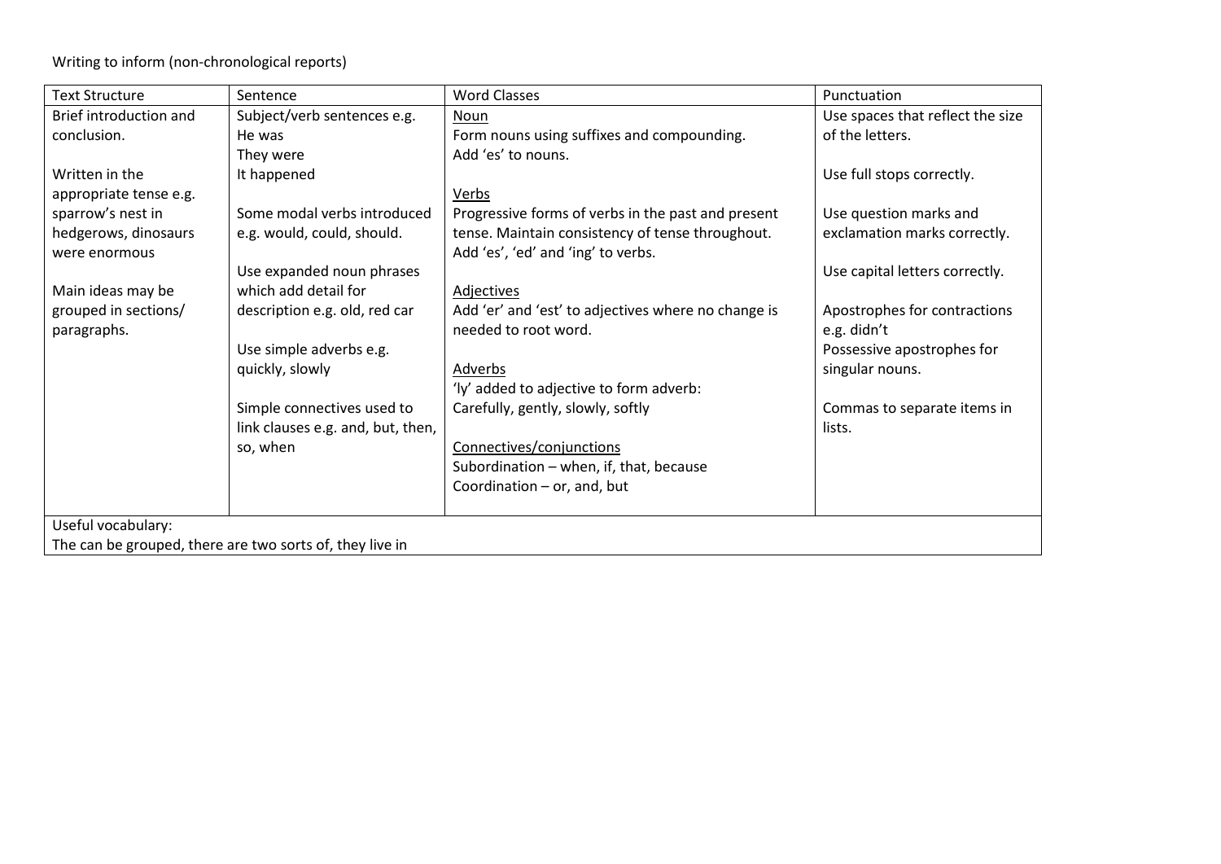Writing to inform (non-chronological reports)

| Text Structure | Sentence | Word Classes | Punctuation |
|---|---|---|---|
| Brief introduction and conclusion.<br><br>Written in the appropriate tense e.g. sparrow's nest in hedgerows, dinosaurs were enormous<br><br>Main ideas may be grouped in sections/ paragraphs. | Subject/verb sentences e.g.<br>He was<br>They were<br>It happened<br><br>Some modal verbs introduced e.g. would, could, should.<br><br>Use expanded noun phrases which add detail for description e.g. old, red car<br><br>Use simple adverbs e.g. quickly, slowly<br><br>Simple connectives used to link clauses e.g. and, but, then, so, when | <u>Noun</u><br>Form nouns using suffixes and compounding.<br>Add 'es' to nouns.<br><br><u>Verbs</u><br>Progressive forms of verbs in the past and present tense. Maintain consistency of tense throughout.<br>Add 'es', 'ed' and 'ing' to verbs.<br><br><u>Adjectives</u><br>Add 'er' and 'est' to adjectives where no change is needed to root word.<br><br><u>Adverbs</u><br>'ly' added to adjective to form adverb:<br>Carefully, gently, slowly, softly<br><br><u>Connectives/conjunctions</u><br>Subordination – when, if, that, because<br>Coordination – or, and, but | Use spaces that reflect the size of the letters.<br><br>Use full stops correctly.<br><br>Use question marks and exclamation marks correctly.<br><br>Use capital letters correctly.<br><br>Apostrophes for contractions e.g. didn't<br>Possessive apostrophes for singular nouns.<br><br>Commas to separate items in lists. |
| Useful vocabulary:<br>The can be grouped, there are two sorts of, they live in | | | |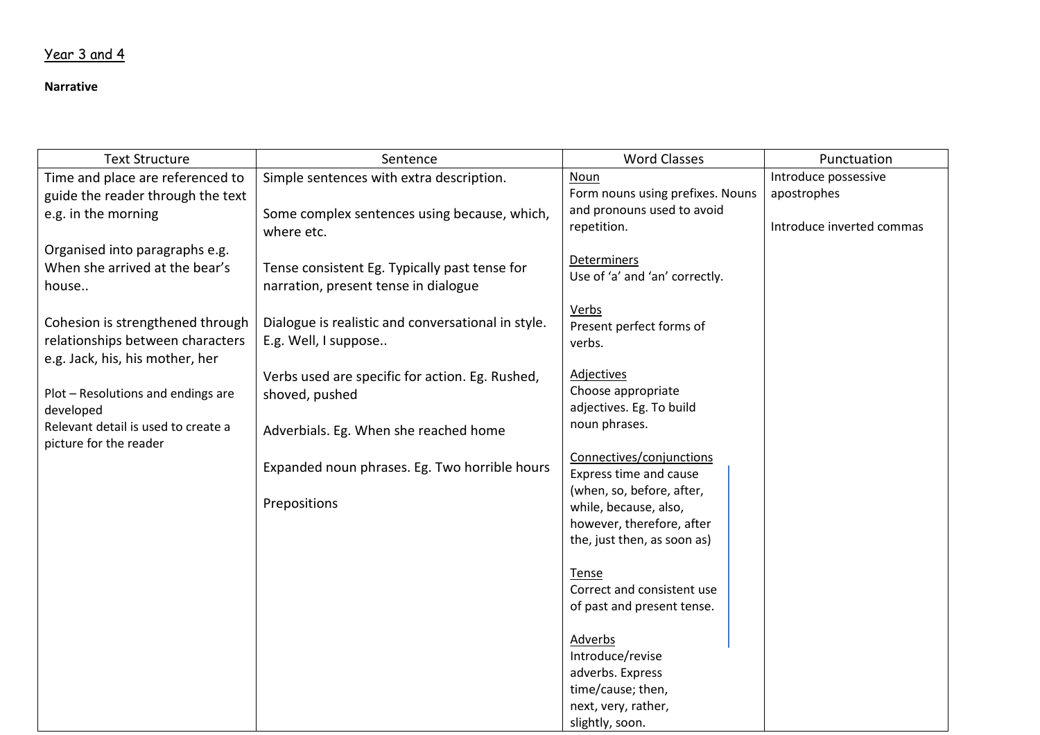Year 3 and 4

**Narrative**

| Text Structure | Sentence | Word Classes | Punctuation |
|---|---|---|---|
| Time and place are referenced to guide the reader through the text e.g. in the morning<br><br>Organised into paragraphs e.g. When she arrived at the bear's house..<br><br>Cohesion is strengthened through relationships between characters e.g. Jack, his, his mother, her<br><br>Plot – Resolutions and endings are developed<br>Relevant detail is used to create a picture for the reader | Simple sentences with extra description.<br><br>Some complex sentences using because, which, where etc.<br><br>Tense consistent Eg. Typically past tense for narration, present tense in dialogue<br><br>Dialogue is realistic and conversational in style. E.g. Well, I suppose..<br><br>Verbs used are specific for action. Eg. Rushed, shoved, pushed<br><br>Adverbials. Eg. When she reached home<br><br>Expanded noun phrases. Eg. Two horrible hours<br><br>Prepositions | <u>Noun</u><br>Form nouns using prefixes. Nouns and pronouns used to avoid repetition.<br><br><u>Determiners</u><br>Use of 'a' and 'an' correctly.<br><br><u>Verbs</u><br>Present perfect forms of verbs.<br><br><u>Adjectives</u><br>Choose appropriate adjectives. Eg. To build noun phrases.<br><br><u>Connectives/conjunctions</u><br>Express time and cause (when, so, before, after, while, because, also, however, therefore, after the, just then, as soon as)<br><br><u>Tense</u><br>Correct and consistent use of past and present tense.<br><br><u>Adverbs</u><br>Introduce/revise adverbs. Express time/cause; then, next, very, rather, slightly, soon. | Introduce possessive apostrophes<br><br>Introduce inverted commas |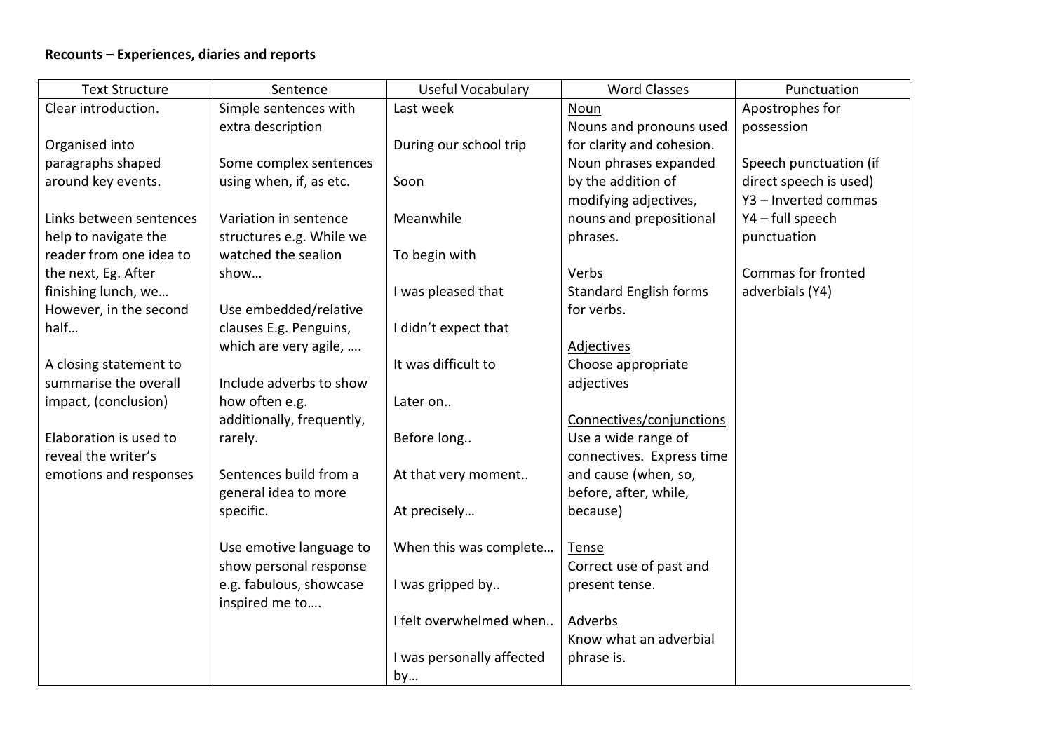**Recounts – Experiences, diaries and reports**

| Text Structure | Sentence | Useful Vocabulary | Word Classes | Punctuation |
|---|---|---|---|---|
| Clear introduction.<br><br>Organised into paragraphs shaped around key events.<br><br>Links between sentences help to navigate the reader from one idea to the next, Eg. After finishing lunch, we… However, in the second half…<br><br>A closing statement to summarise the overall impact, (conclusion)<br><br>Elaboration is used to reveal the writer's emotions and responses | Simple sentences with extra description<br><br>Some complex sentences using when, if, as etc.<br><br>Variation in sentence structures e.g. While we watched the sealion show…<br><br>Use embedded/relative clauses E.g. Penguins, which are very agile, ….<br><br>Include adverbs to show how often e.g. additionally, frequently, rarely.<br><br>Sentences build from a general idea to more specific.<br><br>Use emotive language to show personal response e.g. fabulous, showcase inspired me to…. | Last week<br><br>During our school trip<br><br>Soon<br><br>Meanwhile<br><br>To begin with<br><br>I was pleased that<br><br>I didn't expect that<br><br>It was difficult to<br><br>Later on..<br><br>Before long..<br><br>At that very moment..<br><br>At precisely…<br><br>When this was complete…<br><br>I was gripped by..<br><br>I felt overwhelmed when..<br><br>I was personally affected by… | <u>Noun</u><br>Nouns and pronouns used for clarity and cohesion. Noun phrases expanded by the addition of modifying adjectives, nouns and prepositional phrases.<br><br><u>Verbs</u><br>Standard English forms for verbs.<br><br><u>Adjectives</u><br>Choose appropriate adjectives<br><br><u>Connectives/conjunctions</u><br>Use a wide range of connectives. Express time and cause (when, so, before, after, while, because)<br><br><u>Tense</u><br>Correct use of past and present tense.<br><br><u>Adverbs</u><br>Know what an adverbial phrase is. | Apostrophes for possession<br><br>Speech punctuation (if direct speech is used)<br>Y3 – Inverted commas<br>Y4 – full speech punctuation<br><br>Commas for fronted adverbials (Y4) |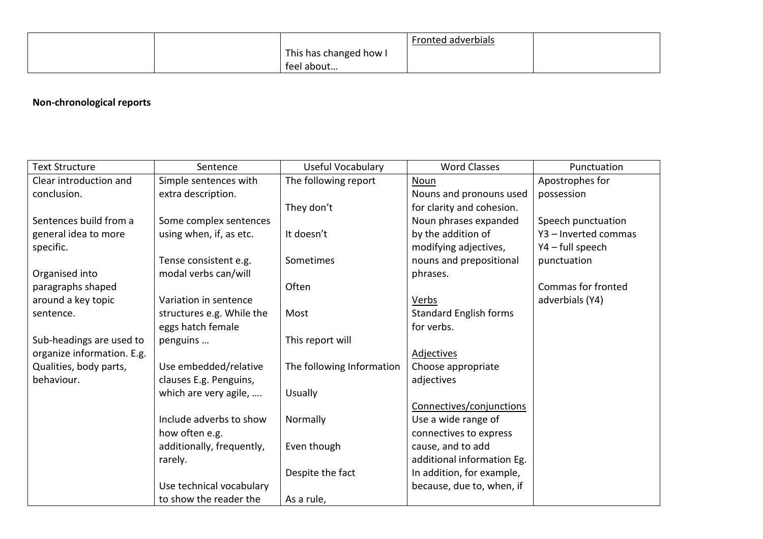| | | This has changed how I feel about… | Fronted adverbials | |
|---|---|---|---|---|

**Non-chronological reports**

| Text Structure | Sentence | Useful Vocabulary | Word Classes | Punctuation |
|---|---|---|---|---|
| Clear introduction and conclusion.<br><br>Sentences build from a general idea to more specific.<br><br>Organised into paragraphs shaped around a key topic sentence.<br><br>Sub-headings are used to organize information. E.g. Qualities, body parts, behaviour. | Simple sentences with extra description.<br><br>Some complex sentences using when, if, as etc.<br><br>Tense consistent e.g. modal verbs can/will<br><br>Variation in sentence structures e.g. While the eggs hatch female penguins …<br><br>Use embedded/relative clauses E.g. Penguins, which are very agile, ….<br><br>Include adverbs to show how often e.g. additionally, frequently, rarely.<br><br>Use technical vocabulary to show the reader the | The following report<br><br>They don't<br><br>It doesn't<br><br>Sometimes<br><br>Often<br><br>Most<br><br>This report will<br><br>The following Information<br><br>Usually<br><br>Normally<br><br>Even though<br><br>Despite the fact<br><br>As a rule, | Noun<br>Nouns and pronouns used for clarity and cohesion. Noun phrases expanded by the addition of modifying adjectives, nouns and prepositional phrases.<br><br>Verbs<br>Standard English forms for verbs.<br><br>Adjectives<br>Choose appropriate adjectives<br><br>Connectives/conjunctions<br>Use a wide range of connectives to express cause, and to add additional information Eg. In addition, for example, because, due to, when, if | Apostrophes for possession<br><br>Speech punctuation<br>Y3 – Inverted commas<br>Y4 – full speech punctuation<br><br>Commas for fronted adverbials (Y4) |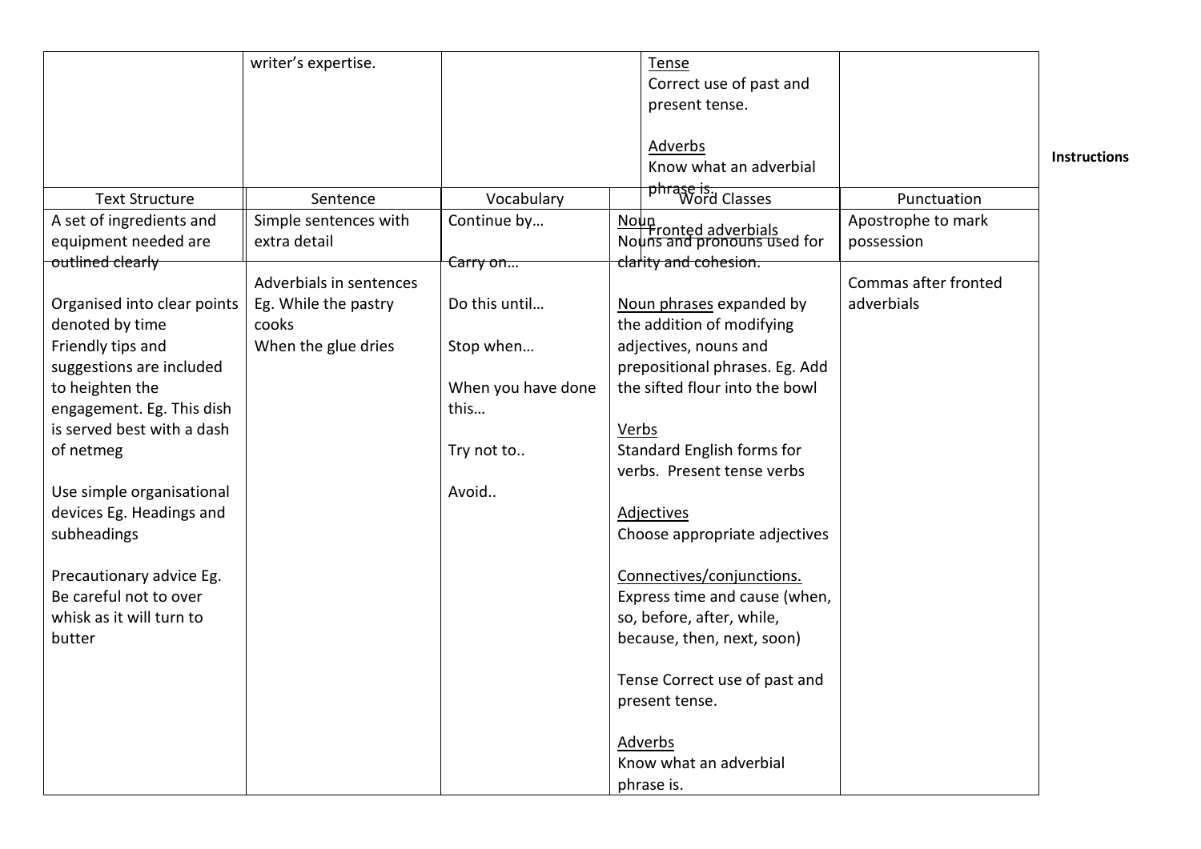| | writer's expertise. | | Tense<br>Correct use of past and present tense.<br><br>Adverbs<br>Know what an adverbial phrase is. | |
|---|---|---|---|---|

**Instructions**

| Text Structure | Sentence | Vocabulary | Word Classes | Punctuation |
|---|---|---|---|---|
| A set of ingredients and equipment needed are outlined clearly<br><br>Organised into clear points denoted by time<br>Friendly tips and suggestions are included to heighten the engagement. Eg. This dish is served best with a dash of netmeg<br><br>Use simple organisational devices Eg. Headings and subheadings<br><br>Precautionary advice Eg. Be careful not to over whisk as it will turn to butter | Simple sentences with extra detail<br><br>Adverbials in sentences Eg. While the pastry cooks<br>When the glue dries | Continue by…<br><br>Carry on…<br><br>Do this until…<br><br>Stop when…<br><br>When you have done this…<br><br>Try not to..<br><br>Avoid.. | Fronted adverbials<br>Noun<br>Nouns and pronouns used for clarity and cohesion.<br><br>Noun phrases expanded by the addition of modifying adjectives, nouns and prepositional phrases. Eg. Add the sifted flour into the bowl<br><br>Verbs<br>Standard English forms for verbs. Present tense verbs<br><br>Adjectives<br>Choose appropriate adjectives<br><br>Connectives/conjunctions.<br>Express time and cause (when, so, before, after, while, because, then, next, soon)<br><br>Tense Correct use of past and present tense.<br><br>Adverbs<br>Know what an adverbial phrase is. | Apostrophe to mark possession<br><br>Commas after fronted adverbials |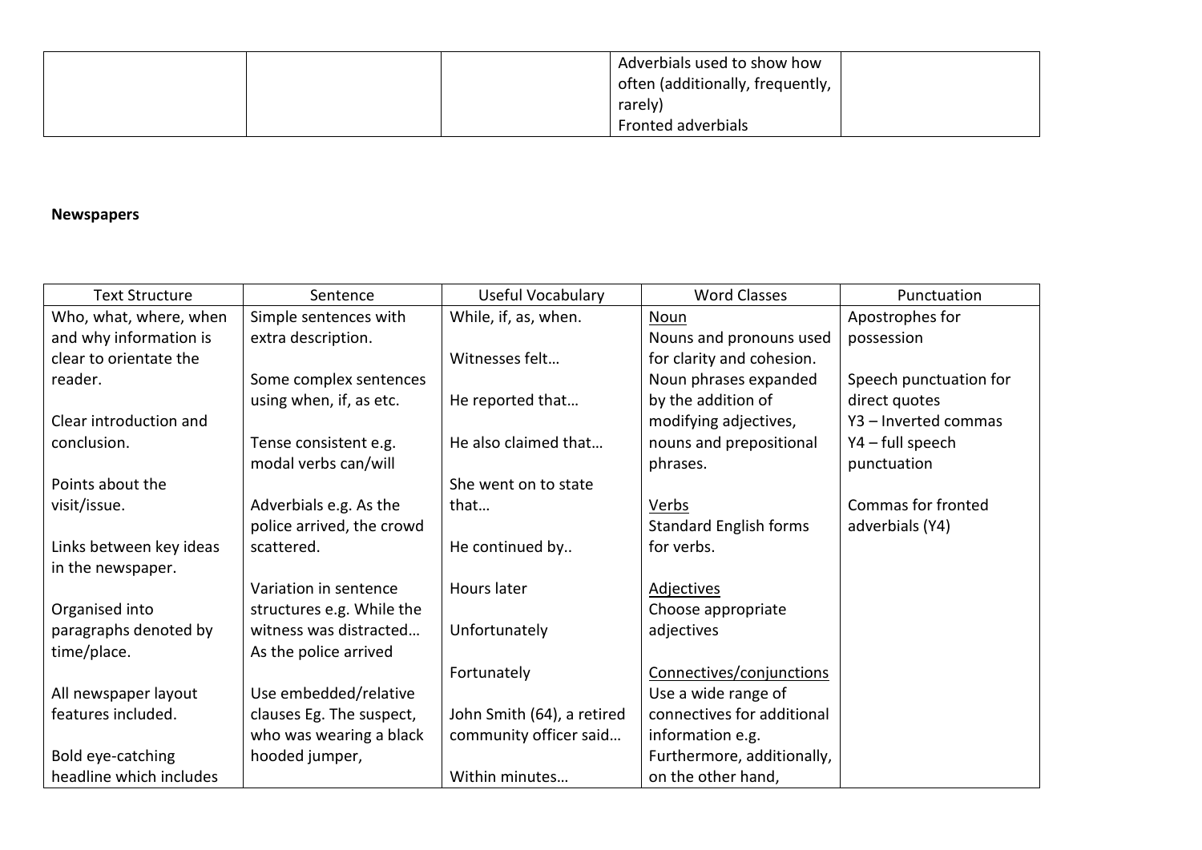| | | | | |
|---|---|---|---|---|
| | | | Adverbials used to show how often (additionally, frequently, rarely)<br>Fronted adverbials | |

**Newspapers**

| Text Structure | Sentence | Useful Vocabulary | Word Classes | Punctuation |
|---|---|---|---|---|
| Who, what, where, when and why information is clear to orientate the reader.<br><br>Clear introduction and conclusion.<br><br>Points about the visit/issue.<br><br>Links between key ideas in the newspaper.<br><br>Organised into paragraphs denoted by time/place.<br><br>All newspaper layout features included.<br><br>Bold eye-catching headline which includes | Simple sentences with extra description.<br><br>Some complex sentences using when, if, as etc.<br><br>Tense consistent e.g. modal verbs can/will<br><br>Adverbials e.g. As the police arrived, the crowd scattered.<br><br>Variation in sentence structures e.g. While the witness was distracted… As the police arrived<br><br>Use embedded/relative clauses Eg. The suspect, who was wearing a black hooded jumper, | While, if, as, when.<br><br>Witnesses felt…<br><br>He reported that…<br><br>He also claimed that…<br><br>She went on to state that…<br><br>He continued by..<br><br>Hours later<br><br>Unfortunately<br><br>Fortunately<br><br>John Smith (64), a retired community officer said…<br><br>Within minutes… | <u>Noun</u><br>Nouns and pronouns used for clarity and cohesion. Noun phrases expanded by the addition of modifying adjectives, nouns and prepositional phrases.<br><br><u>Verbs</u><br>Standard English forms for verbs.<br><br><u>Adjectives</u><br>Choose appropriate adjectives<br><br><u>Connectives/conjunctions</u><br>Use a wide range of connectives for additional information e.g. Furthermore, additionally, on the other hand, | Apostrophes for possession<br><br>Speech punctuation for direct quotes<br>Y3 – Inverted commas<br>Y4 – full speech punctuation<br><br>Commas for fronted adverbials (Y4) |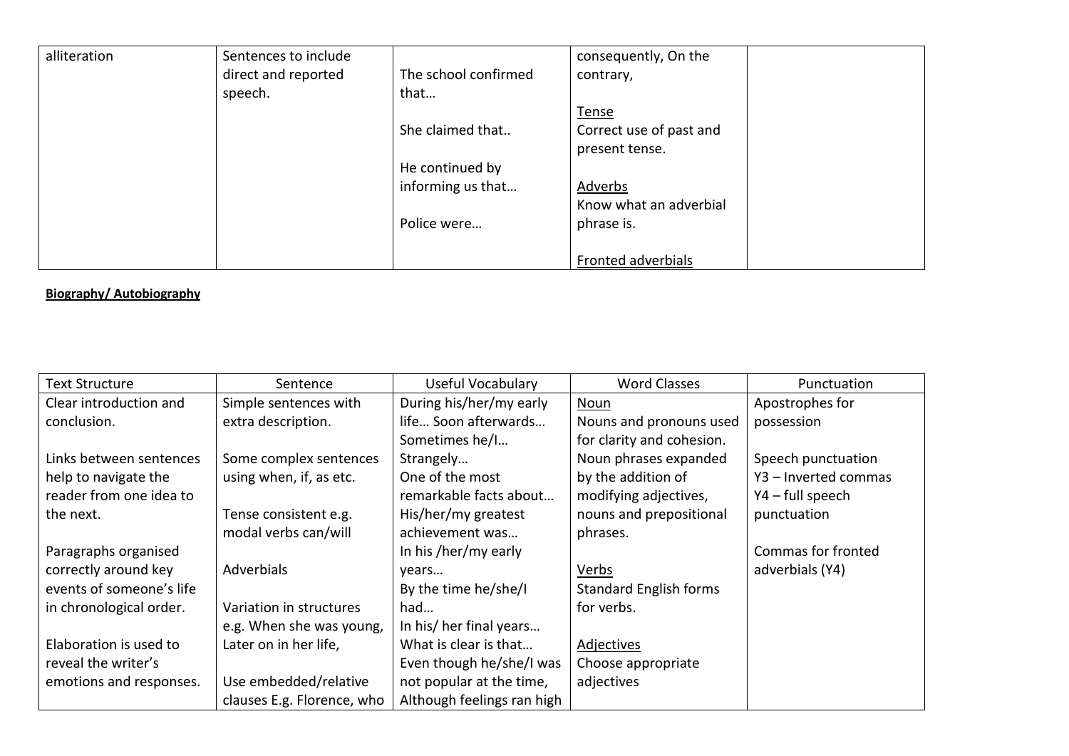| | | | | |
|---|---|---|---|---|
| alliteration | Sentences to include direct and reported speech. | The school confirmed that…<br><br>She claimed that..<br><br>He continued by informing us that…<br><br>Police were… | consequently, On the contrary,<br><br><u>Tense</u><br>Correct use of past and present tense.<br><br><u>Adverbs</u><br>Know what an adverbial phrase is.<br><br><u>Fronted adverbials</u> | |

**<u>Biography/ Autobiography</u>**

| Text Structure | Sentence | Useful Vocabulary | Word Classes | Punctuation |
|---|---|---|---|---|
| Clear introduction and conclusion.<br><br>Links between sentences help to navigate the reader from one idea to the next.<br><br>Paragraphs organised correctly around key events of someone's life in chronological order.<br><br>Elaboration is used to reveal the writer's emotions and responses. | Simple sentences with extra description.<br><br>Some complex sentences using when, if, as etc.<br><br>Tense consistent e.g. modal verbs can/will<br><br>Adverbials<br><br>Variation in structures e.g. When she was young, Later on in her life,<br><br>Use embedded/relative clauses E.g. Florence, who | During his/her/my early life… Soon afterwards… Sometimes he/I… Strangely… One of the most remarkable facts about… His/her/my greatest achievement was… In his /her/my early years… By the time he/she/I had… In his/ her final years… What is clear is that… Even though he/she/I was not popular at the time, Although feelings ran high | <u>Noun</u><br>Nouns and pronouns used for clarity and cohesion. Noun phrases expanded by the addition of modifying adjectives, nouns and prepositional phrases.<br><br><u>Verbs</u><br>Standard English forms for verbs.<br><br><u>Adjectives</u><br>Choose appropriate adjectives | Apostrophes for possession<br><br>Speech punctuation<br>Y3 – Inverted commas<br>Y4 – full speech punctuation<br><br>Commas for fronted adverbials (Y4) |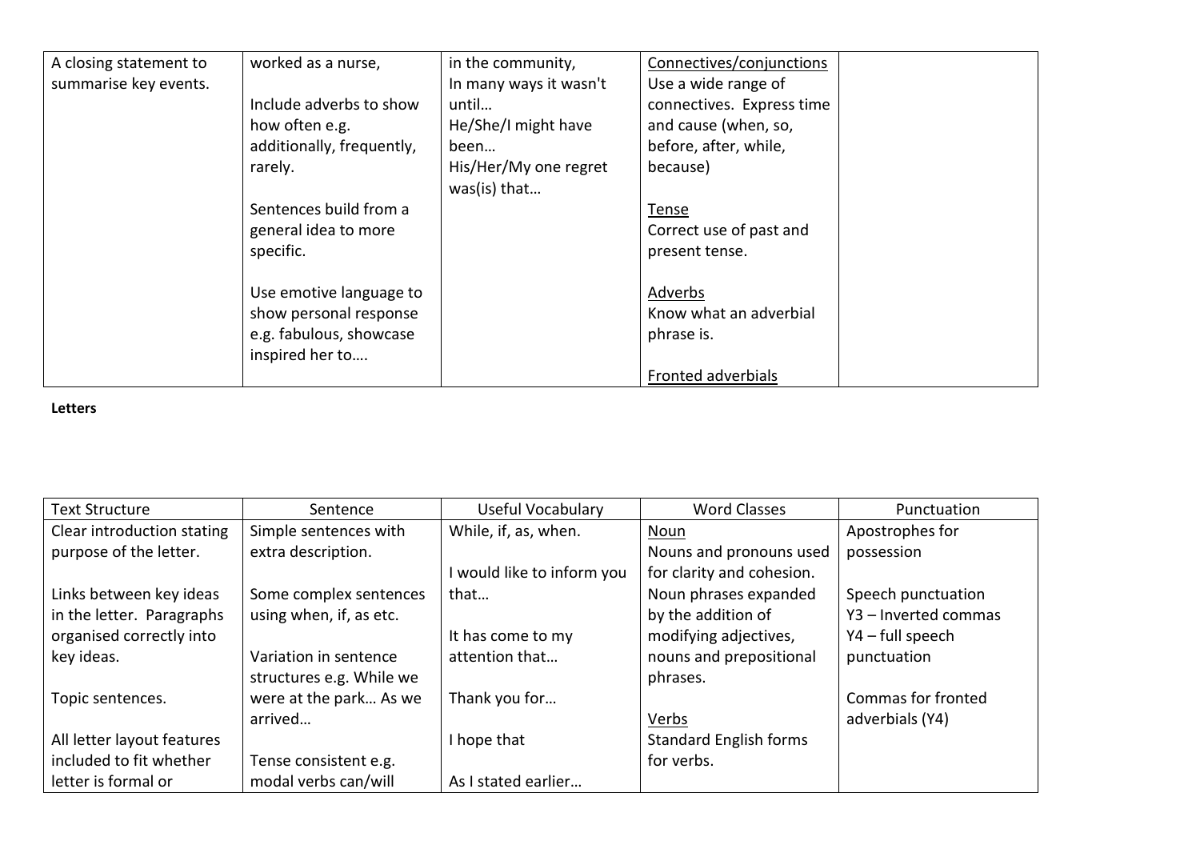| | | | | |
|---|---|---|---|---|
| A closing statement to summarise key events. | worked as a nurse,<br><br>Include adverbs to show how often e.g. additionally, frequently, rarely.<br><br>Sentences build from a general idea to more specific.<br><br>Use emotive language to show personal response e.g. fabulous, showcase inspired her to…. | in the community,<br>In many ways it wasn't until…<br>He/She/I might have been…<br>His/Her/My one regret was(is) that… | <u>Connectives/conjunctions</u><br>Use a wide range of connectives. Express time and cause (when, so, before, after, while, because)<br><br><u>Tense</u><br>Correct use of past and present tense.<br><br><u>Adverbs</u><br>Know what an adverbial phrase is.<br><br><u>Fronted adverbials</u> | |

**Letters**

| Text Structure | Sentence | Useful Vocabulary | Word Classes | Punctuation |
|---|---|---|---|---|
| Clear introduction stating purpose of the letter.<br><br>Links between key ideas in the letter. Paragraphs organised correctly into key ideas.<br><br>Topic sentences.<br><br>All letter layout features included to fit whether letter is formal or | Simple sentences with extra description.<br><br>Some complex sentences using when, if, as etc.<br><br>Variation in sentence structures e.g. While we were at the park… As we arrived…<br><br>Tense consistent e.g. modal verbs can/will | While, if, as, when.<br><br>I would like to inform you that…<br><br>It has come to my attention that…<br><br>Thank you for…<br><br>I hope that<br><br>As I stated earlier… | <u>Noun</u><br>Nouns and pronouns used for clarity and cohesion.<br>Noun phrases expanded by the addition of modifying adjectives, nouns and prepositional phrases.<br><br><u>Verbs</u><br>Standard English forms for verbs. | Apostrophes for possession<br><br>Speech punctuation<br>Y3 – Inverted commas<br>Y4 – full speech punctuation<br><br>Commas for fronted adverbials (Y4) |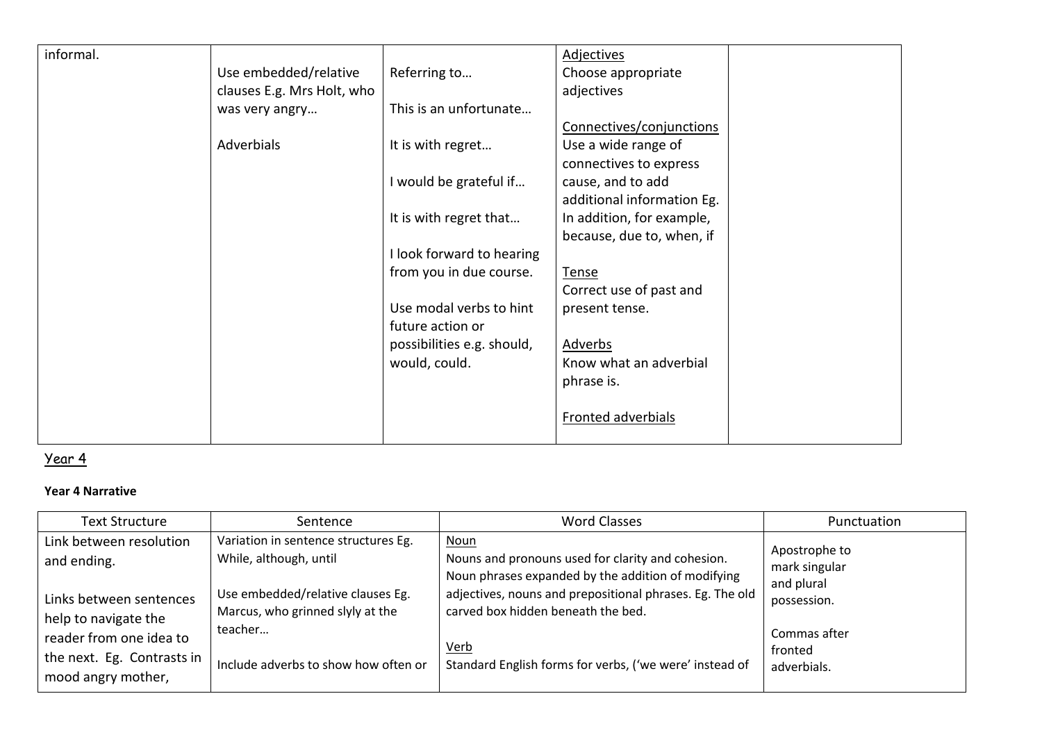| | | | | |
|---|---|---|---|---|
| informal. | Use embedded/relative clauses E.g. Mrs Holt, who was very angry…<br><br>Adverbials | Referring to…<br><br>This is an unfortunate…<br><br>It is with regret…<br><br>I would be grateful if…<br><br>It is with regret that…<br><br>I look forward to hearing from you in due course.<br><br>Use modal verbs to hint future action or possibilities e.g. should, would, could. | Adjectives<br>Choose appropriate adjectives<br><br>Connectives/conjunctions<br>Use a wide range of connectives to express cause, and to add additional information Eg. In addition, for example, because, due to, when, if<br><br>Tense<br>Correct use of past and present tense.<br><br>Adverbs<br>Know what an adverbial phrase is.<br><br>Fronted adverbials | |

## Year 4

**Year 4 Narrative**

| Text Structure | Sentence | Word Classes | Punctuation |
|---|---|---|---|
| Link between resolution and ending.<br><br>Links between sentences help to navigate the reader from one idea to the next. Eg. Contrasts in mood angry mother, | Variation in sentence structures Eg. While, although, until<br><br>Use embedded/relative clauses Eg. Marcus, who grinned slyly at the teacher…<br><br>Include adverbs to show how often or | Noun<br>Nouns and pronouns used for clarity and cohesion. Noun phrases expanded by the addition of modifying adjectives, nouns and prepositional phrases. Eg. The old carved box hidden beneath the bed.<br><br>Verb<br>Standard English forms for verbs, ('we were' instead of | Apostrophe to mark singular and plural possession.<br><br>Commas after fronted adverbials. |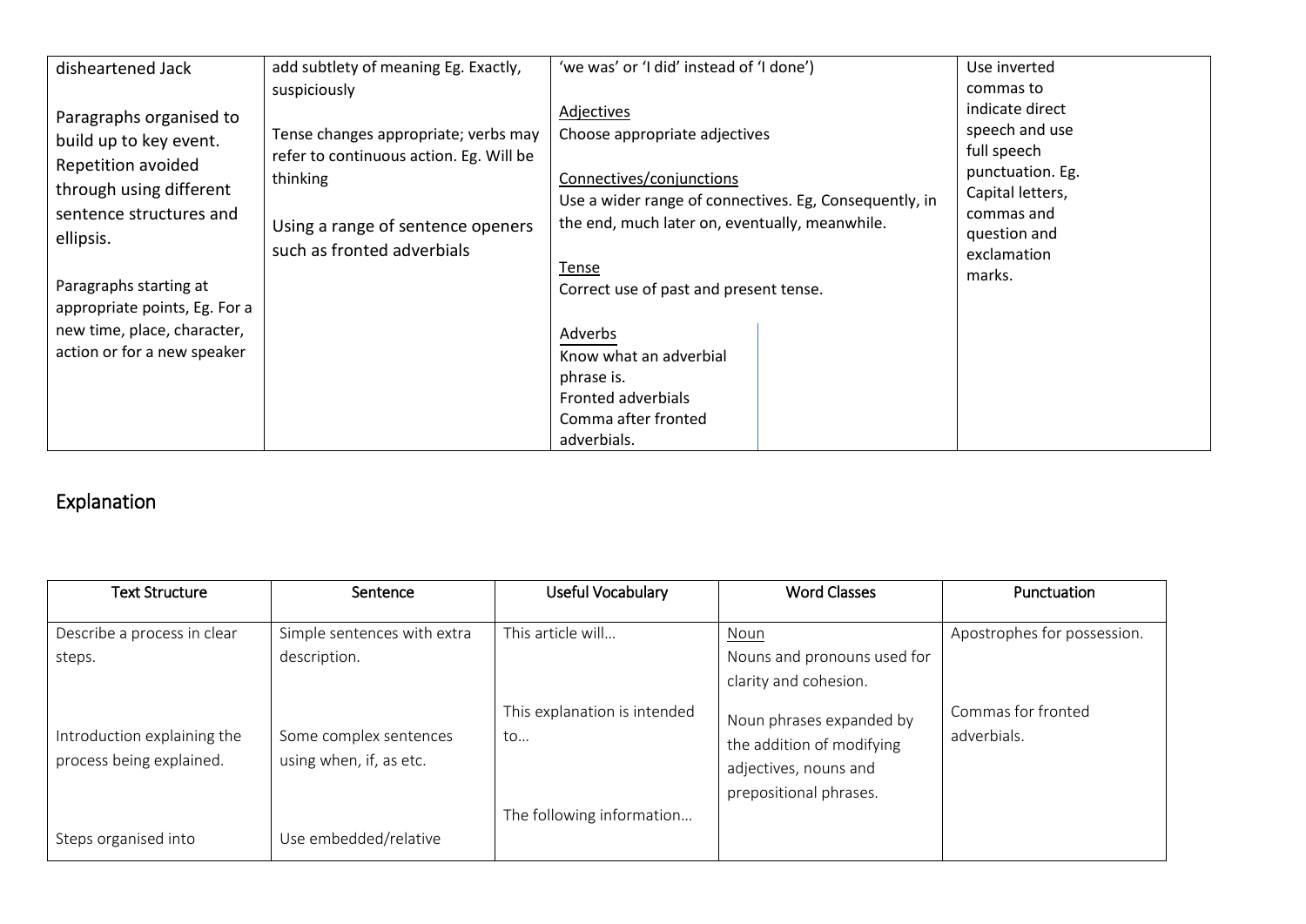| | | | |
|---|---|---|---|
| disheartened Jack<br><br>Paragraphs organised to build up to key event. Repetition avoided through using different sentence structures and ellipsis.<br><br>Paragraphs starting at appropriate points, Eg. For a new time, place, character, action or for a new speaker | add subtlety of meaning Eg. Exactly, suspiciously<br><br>Tense changes appropriate; verbs may refer to continuous action. Eg. Will be thinking<br><br>Using a range of sentence openers such as fronted adverbials | 'we was' or 'I did' instead of 'I done')<br><br>Adjectives<br>Choose appropriate adjectives<br><br>Connectives/conjunctions<br>Use a wider range of connectives. Eg, Consequently, in the end, much later on, eventually, meanwhile.<br><br>Tense<br>Correct use of past and present tense.<br><br>Adverbs<br>Know what an adverbial phrase is.<br>Fronted adverbials<br>Comma after fronted adverbials. | Use inverted commas to indicate direct speech and use full speech punctuation. Eg. Capital letters, commas and question and exclamation marks. |

## Explanation

| Text Structure | Sentence | Useful Vocabulary | Word Classes | Punctuation |
|---|---|---|---|---|
| Describe a process in clear steps.<br><br>Introduction explaining the process being explained.<br><br>Steps organised into | Simple sentences with extra description.<br><br>Some complex sentences using when, if, as etc.<br><br>Use embedded/relative | This article will…<br><br>This explanation is intended to…<br><br>The following information… | Noun<br>Nouns and pronouns used for clarity and cohesion.<br><br>Noun phrases expanded by the addition of modifying adjectives, nouns and prepositional phrases. | Apostrophes for possession.<br><br>Commas for fronted adverbials. |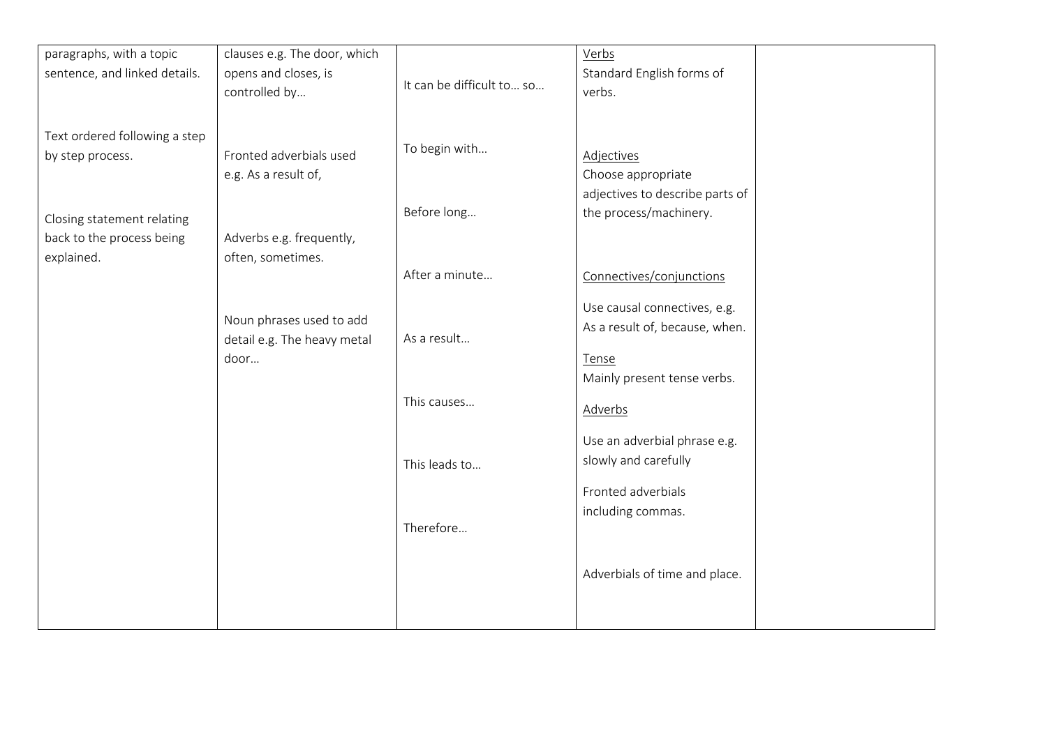| | | | | |
|---|---|---|---|---|
| paragraphs, with a topic sentence, and linked details.<br><br>Text ordered following a step by step process.<br><br>Closing statement relating back to the process being explained. | clauses e.g. The door, which opens and closes, is controlled by…<br><br>Fronted adverbials used e.g. As a result of,<br><br>Adverbs e.g. frequently, often, sometimes.<br><br>Noun phrases used to add detail e.g. The heavy metal door… | It can be difficult to… so…<br><br>To begin with…<br><br>Before long…<br><br>After a minute…<br><br>As a result…<br><br>This causes…<br><br>This leads to…<br><br>Therefore… | <u>Verbs</u><br>Standard English forms of verbs.<br><br><u>Adjectives</u><br>Choose appropriate adjectives to describe parts of the process/machinery.<br><br><u>Connectives/conjunctions</u><br>Use causal connectives, e.g. As a result of, because, when.<br><br><u>Tense</u><br>Mainly present tense verbs.<br><br><u>Adverbs</u><br>Use an adverbial phrase e.g. slowly and carefully<br><br>Fronted adverbials including commas.<br><br>Adverbials of time and place. | |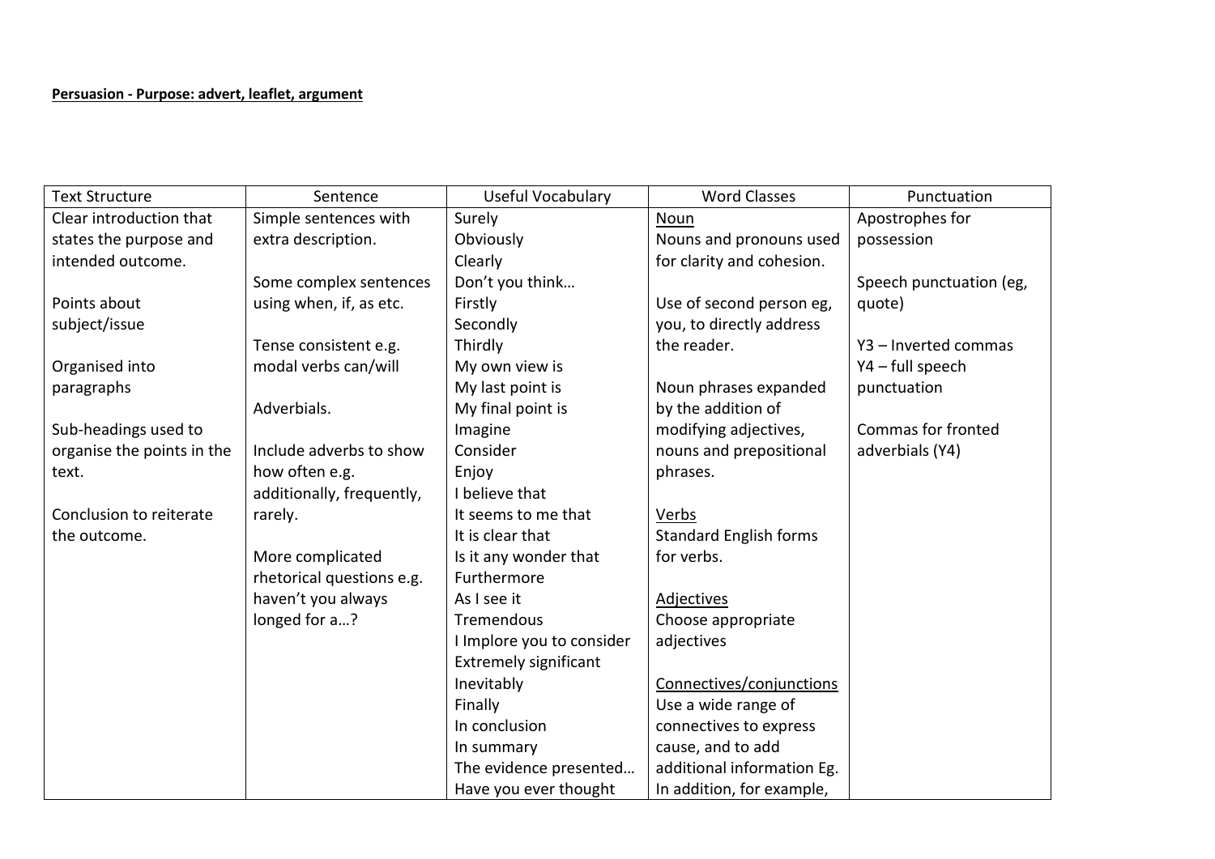**Persuasion - Purpose: advert, leaflet, argument**

| Text Structure | Sentence | Useful Vocabulary | Word Classes | Punctuation |
|---|---|---|---|---|
| Clear introduction that states the purpose and intended outcome.<br><br>Points about subject/issue<br><br>Organised into paragraphs<br><br>Sub-headings used to organise the points in the text.<br><br>Conclusion to reiterate the outcome. | Simple sentences with extra description.<br><br>Some complex sentences using when, if, as etc.<br><br>Tense consistent e.g. modal verbs can/will<br><br>Adverbials.<br><br>Include adverbs to show how often e.g. additionally, frequently, rarely.<br><br>More complicated rhetorical questions e.g. haven't you always longed for a…? | Surely<br>Obviously<br>Clearly<br>Don't you think…<br>Firstly<br>Secondly<br>Thirdly<br>My own view is<br>My last point is<br>My final point is<br>Imagine<br>Consider<br>Enjoy<br>I believe that<br>It seems to me that<br>It is clear that<br>Is it any wonder that<br>Furthermore<br>As I see it<br>Tremendous<br>I Implore you to consider<br>Extremely significant<br>Inevitably<br>Finally<br>In conclusion<br>In summary<br>The evidence presented…<br>Have you ever thought | <u>Noun</u><br>Nouns and pronouns used for clarity and cohesion.<br><br>Use of second person eg, you, to directly address the reader.<br><br>Noun phrases expanded by the addition of modifying adjectives, nouns and prepositional phrases.<br><br><u>Verbs</u><br>Standard English forms for verbs.<br><br><u>Adjectives</u><br>Choose appropriate adjectives<br><br><u>Connectives/conjunctions</u><br>Use a wide range of connectives to express cause, and to add additional information Eg. In addition, for example, | Apostrophes for possession<br><br>Speech punctuation (eg, quote)<br><br>Y3 – Inverted commas<br>Y4 – full speech punctuation<br><br>Commas for fronted adverbials (Y4) |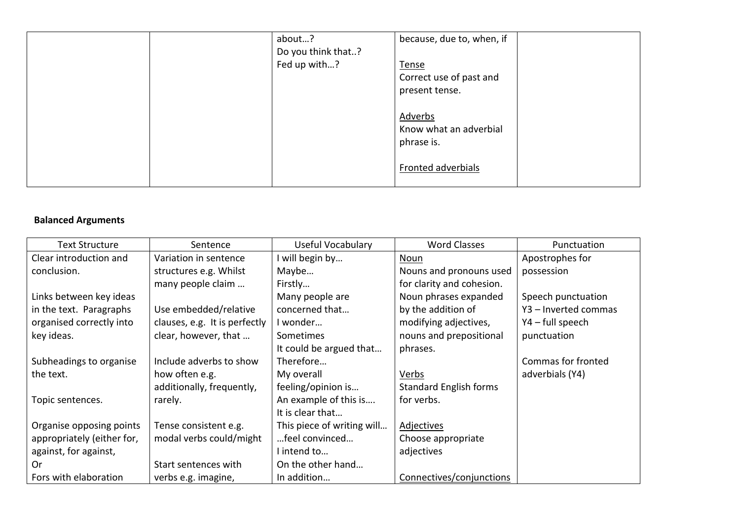| | | | | |
|---|---|---|---|---|
| | | about…?<br>Do you think that..?<br>Fed up with…? | because, due to, when, if<br><br><u>Tense</u><br>Correct use of past and present tense.<br><br><u>Adverbs</u><br>Know what an adverbial phrase is.<br><br><u>Fronted adverbials</u> | |

**Balanced Arguments**

| Text Structure | Sentence | Useful Vocabulary | Word Classes | Punctuation |
|---|---|---|---|---|
| Clear introduction and conclusion.<br><br>Links between key ideas in the text. Paragraphs organised correctly into key ideas.<br><br>Subheadings to organise the text.<br><br>Topic sentences.<br><br>Organise opposing points appropriately (either for, against, for against,<br>Or<br>Fors with elaboration | Variation in sentence structures e.g. Whilst many people claim …<br><br>Use embedded/relative clauses, e.g. It is perfectly clear, however, that …<br><br>Include adverbs to show how often e.g. additionally, frequently, rarely.<br><br>Tense consistent e.g. modal verbs could/might<br><br>Start sentences with verbs e.g. imagine, | I will begin by…<br>Maybe…<br>Firstly…<br>Many people are concerned that…<br>I wonder…<br>Sometimes<br>It could be argued that…<br>Therefore…<br>My overall feeling/opinion is…<br>An example of this is….<br>It is clear that…<br>This piece of writing will…<br>…feel convinced…<br>I intend to…<br>On the other hand…<br>In addition… | <u>Noun</u><br>Nouns and pronouns used for clarity and cohesion.<br>Noun phrases expanded by the addition of modifying adjectives, nouns and prepositional phrases.<br><br><u>Verbs</u><br>Standard English forms for verbs.<br><br><u>Adjectives</u><br>Choose appropriate adjectives<br><br><u>Connectives/conjunctions</u> | Apostrophes for possession<br><br>Speech punctuation<br>Y3 – Inverted commas<br>Y4 – full speech punctuation<br><br>Commas for fronted adverbials (Y4) |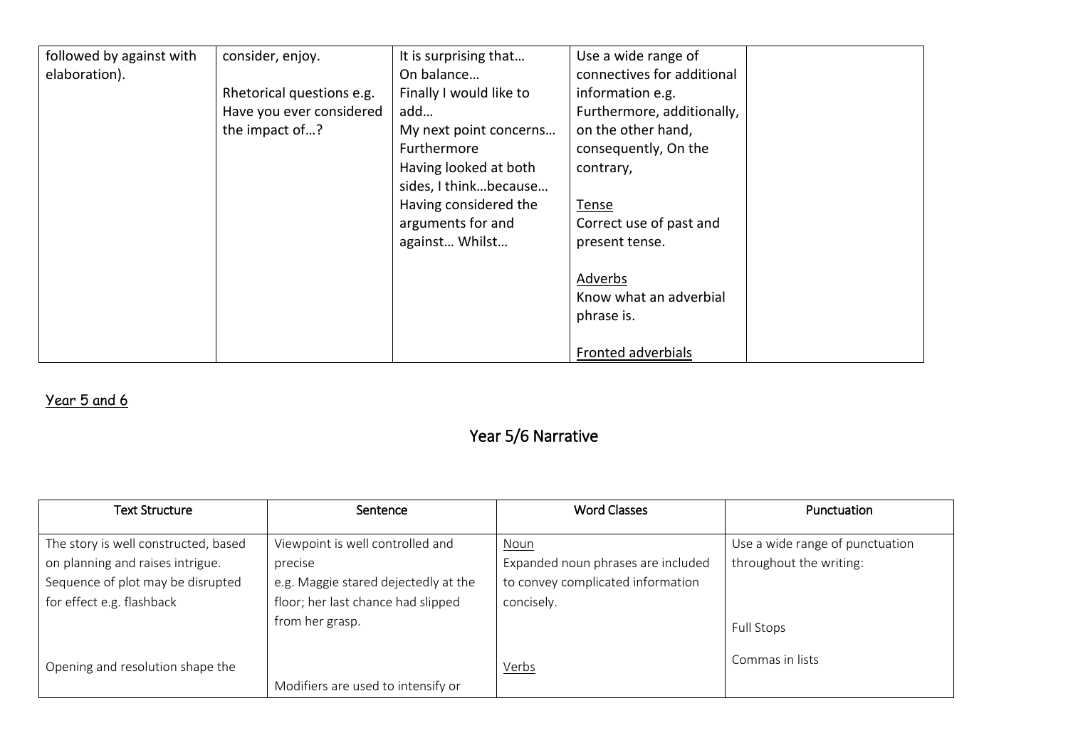| | | | | |
|---|---|---|---|---|
| followed by against with elaboration). | consider, enjoy.<br><br>Rhetorical questions e.g. Have you ever considered the impact of…? | It is surprising that…<br>On balance…<br>Finally I would like to add…<br>My next point concerns…<br>Furthermore<br>Having looked at both sides, I think…because…<br>Having considered the arguments for and against… Whilst… | Use a wide range of connectives for additional information e.g. Furthermore, additionally, on the other hand, consequently, On the contrary,<br><br><u>Tense</u><br>Correct use of past and present tense.<br><br><u>Adverbs</u><br>Know what an adverbial phrase is.<br><br><u>Fronted adverbials</u> | |

<u>Year 5 and 6</u>

# Year 5/6 Narrative

| Text Structure | Sentence | Word Classes | Punctuation |
|---|---|---|---|
| The story is well constructed, based on planning and raises intrigue. Sequence of plot may be disrupted for effect e.g. flashback<br><br>Opening and resolution shape the | Viewpoint is well controlled and precise<br>e.g. Maggie stared dejectedly at the floor; her last chance had slipped from her grasp.<br><br>Modifiers are used to intensify or | <u>Noun</u><br>Expanded noun phrases are included to convey complicated information concisely.<br><br><u>Verbs</u> | Use a wide range of punctuation throughout the writing:<br><br>Full Stops<br><br>Commas in lists |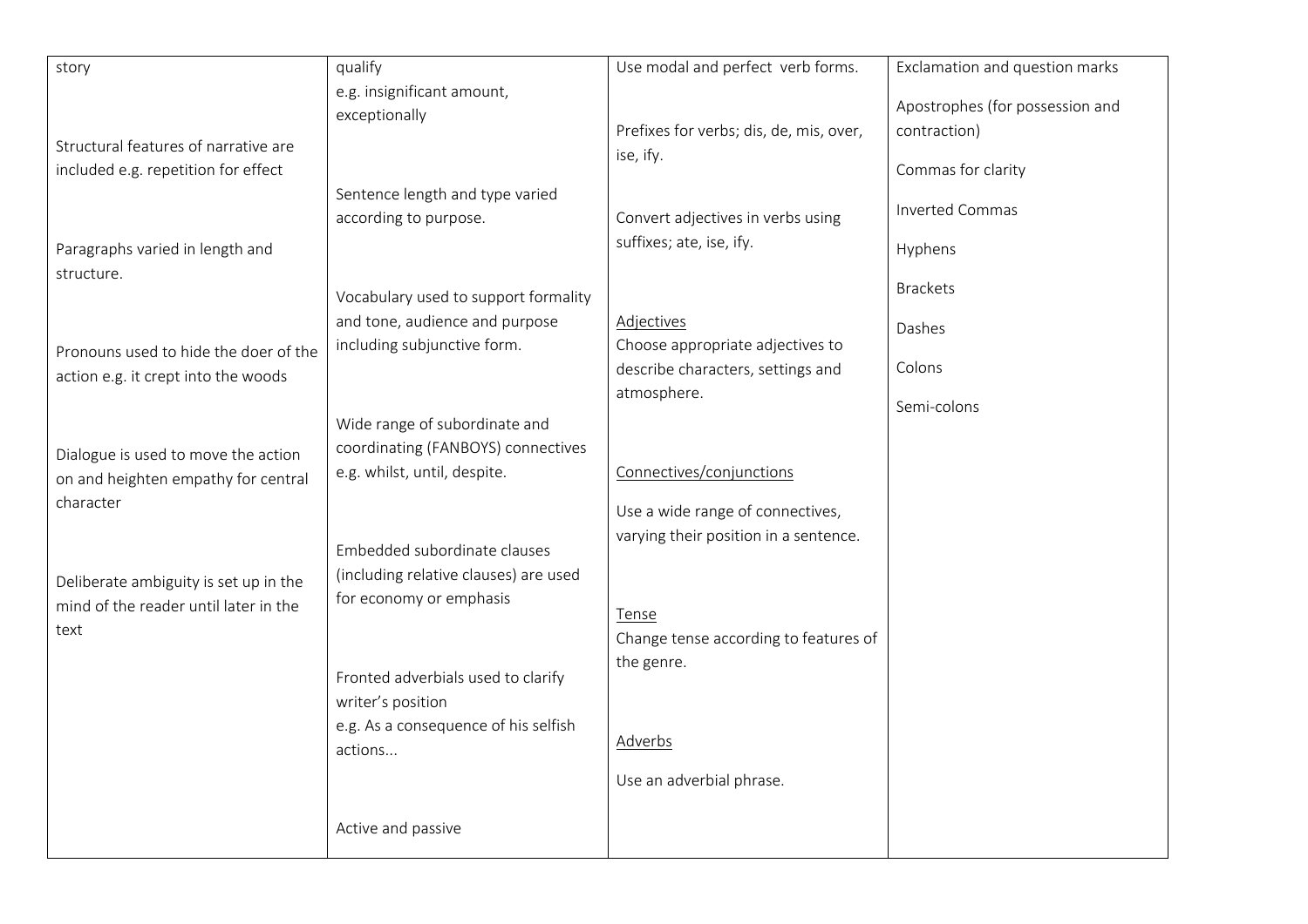| | | | |
|---|---|---|---|
| story<br><br>Structural features of narrative are included e.g. repetition for effect<br><br>Paragraphs varied in length and structure.<br><br>Pronouns used to hide the doer of the action e.g. it crept into the woods<br><br>Dialogue is used to move the action on and heighten empathy for central character<br><br>Deliberate ambiguity is set up in the mind of the reader until later in the text | qualify<br>e.g. insignificant amount, exceptionally<br><br>Sentence length and type varied according to purpose.<br><br>Vocabulary used to support formality and tone, audience and purpose including subjunctive form.<br><br>Wide range of subordinate and coordinating (FANBOYS) connectives e.g. whilst, until, despite.<br><br>Embedded subordinate clauses (including relative clauses) are used for economy or emphasis<br><br>Fronted adverbials used to clarify writer's position<br>e.g. As a consequence of his selfish actions...<br><br>Active and passive | Use modal and perfect verb forms.<br><br>Prefixes for verbs; dis, de, mis, over, ise, ify.<br><br>Convert adjectives in verbs using suffixes; ate, ise, ify.<br><br>Adjectives<br>Choose appropriate adjectives to describe characters, settings and atmosphere.<br><br>Connectives/conjunctions<br><br>Use a wide range of connectives, varying their position in a sentence.<br><br>Tense<br>Change tense according to features of the genre.<br><br>Adverbs<br><br>Use an adverbial phrase. | Exclamation and question marks<br><br>Apostrophes (for possession and contraction)<br><br>Commas for clarity<br><br>Inverted Commas<br><br>Hyphens<br><br>Brackets<br><br>Dashes<br><br>Colons<br><br>Semi-colons |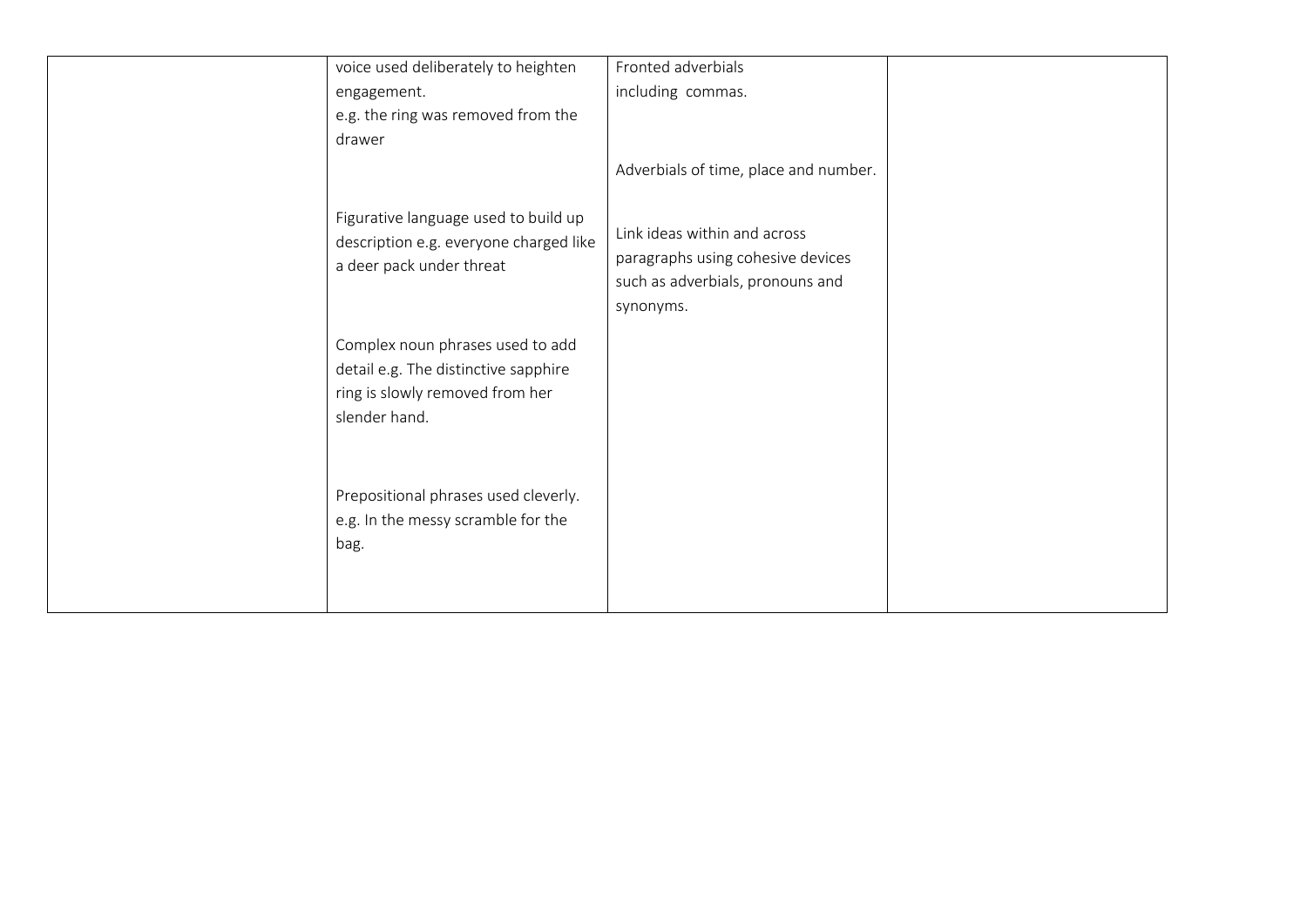| | | | |
|---|---|---|---|
| | voice used deliberately to heighten engagement.<br>e.g. the ring was removed from the drawer<br><br>Figurative language used to build up description e.g. everyone charged like a deer pack under threat<br><br>Complex noun phrases used to add detail e.g. The distinctive sapphire ring is slowly removed from her slender hand.<br><br>Prepositional phrases used cleverly. e.g. In the messy scramble for the bag. | Fronted adverbials including commas.<br><br>Adverbials of time, place and number.<br><br>Link ideas within and across paragraphs using cohesive devices such as adverbials, pronouns and synonyms. | |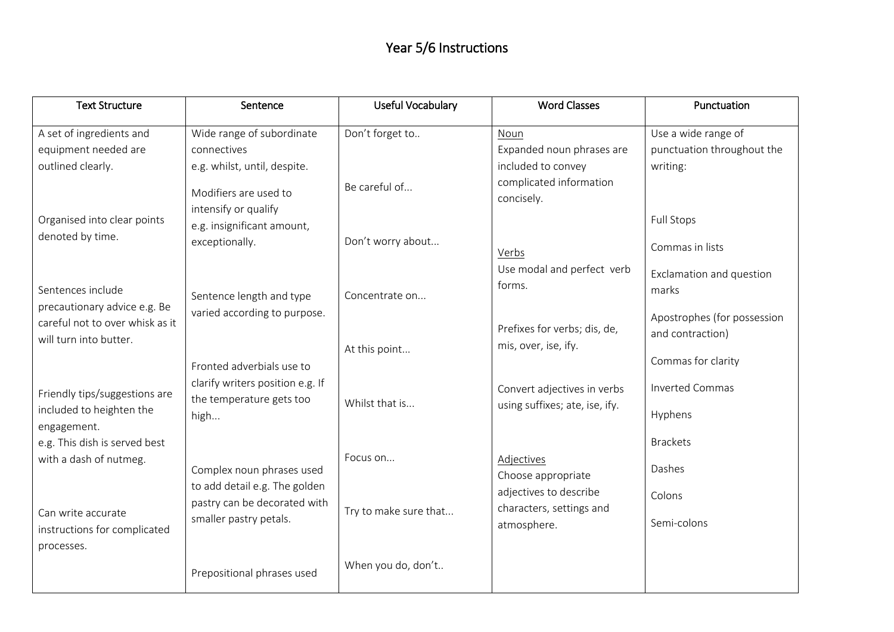# Year 5/6 Instructions

| Text Structure | Sentence | Useful Vocabulary | Word Classes | Punctuation |
|---|---|---|---|---|
| A set of ingredients and equipment needed are outlined clearly.<br><br>Organised into clear points denoted by time.<br><br>Sentences include precautionary advice e.g. Be careful not to over whisk as it will turn into butter.<br><br>Friendly tips/suggestions are included to heighten the engagement.<br>e.g. This dish is served best with a dash of nutmeg.<br><br>Can write accurate instructions for complicated processes. | Wide range of subordinate connectives<br>e.g. whilst, until, despite.<br><br>Modifiers are used to intensify or qualify<br>e.g. insignificant amount, exceptionally.<br><br>Sentence length and type varied according to purpose.<br><br>Fronted adverbials use to clarify writers position e.g. If the temperature gets too high...<br><br>Complex noun phrases used to add detail e.g. The golden pastry can be decorated with smaller pastry petals.<br><br>Prepositional phrases used | Don't forget to..<br><br>Be careful of...<br><br>Don't worry about...<br><br>Concentrate on...<br><br>At this point...<br><br>Whilst that is...<br><br>Focus on...<br><br>Try to make sure that...<br><br>When you do, don't.. | Noun<br>Expanded noun phrases are included to convey complicated information concisely.<br><br>Verbs<br>Use modal and perfect verb forms.<br><br>Prefixes for verbs; dis, de, mis, over, ise, ify.<br><br>Convert adjectives in verbs using suffixes; ate, ise, ify.<br><br>Adjectives<br>Choose appropriate adjectives to describe characters, settings and atmosphere. | Use a wide range of punctuation throughout the writing:<br><br>Full Stops<br><br>Commas in lists<br><br>Exclamation and question marks<br><br>Apostrophes (for possession and contraction)<br><br>Commas for clarity<br><br>Inverted Commas<br><br>Hyphens<br><br>Brackets<br><br>Dashes<br><br>Colons<br><br>Semi-colons |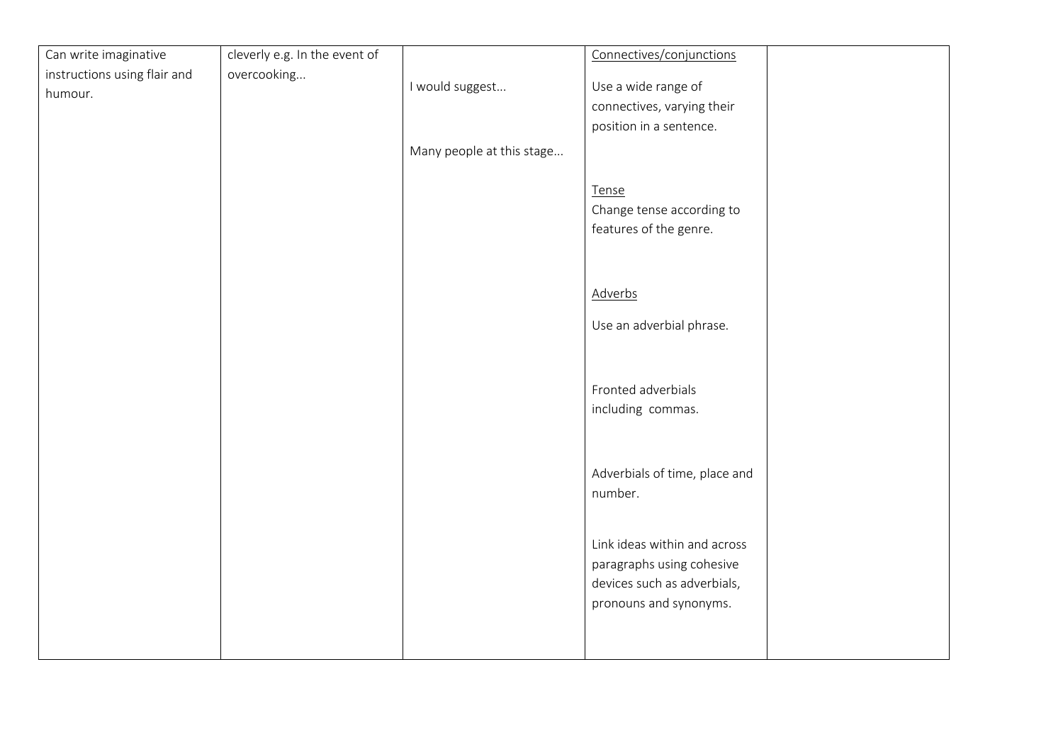| | | | | |
|---|---|---|---|---|
| Can write imaginative instructions using flair and humour. | cleverly e.g. In the event of overcooking... | I would suggest...<br><br>Many people at this stage... | <u>Connectives/conjunctions</u><br>Use a wide range of connectives, varying their position in a sentence.<br><br><u>Tense</u><br>Change tense according to features of the genre.<br><br><u>Adverbs</u><br>Use an adverbial phrase.<br><br>Fronted adverbials including commas.<br><br>Adverbials of time, place and number.<br><br>Link ideas within and across paragraphs using cohesive devices such as adverbials, pronouns and synonyms. | |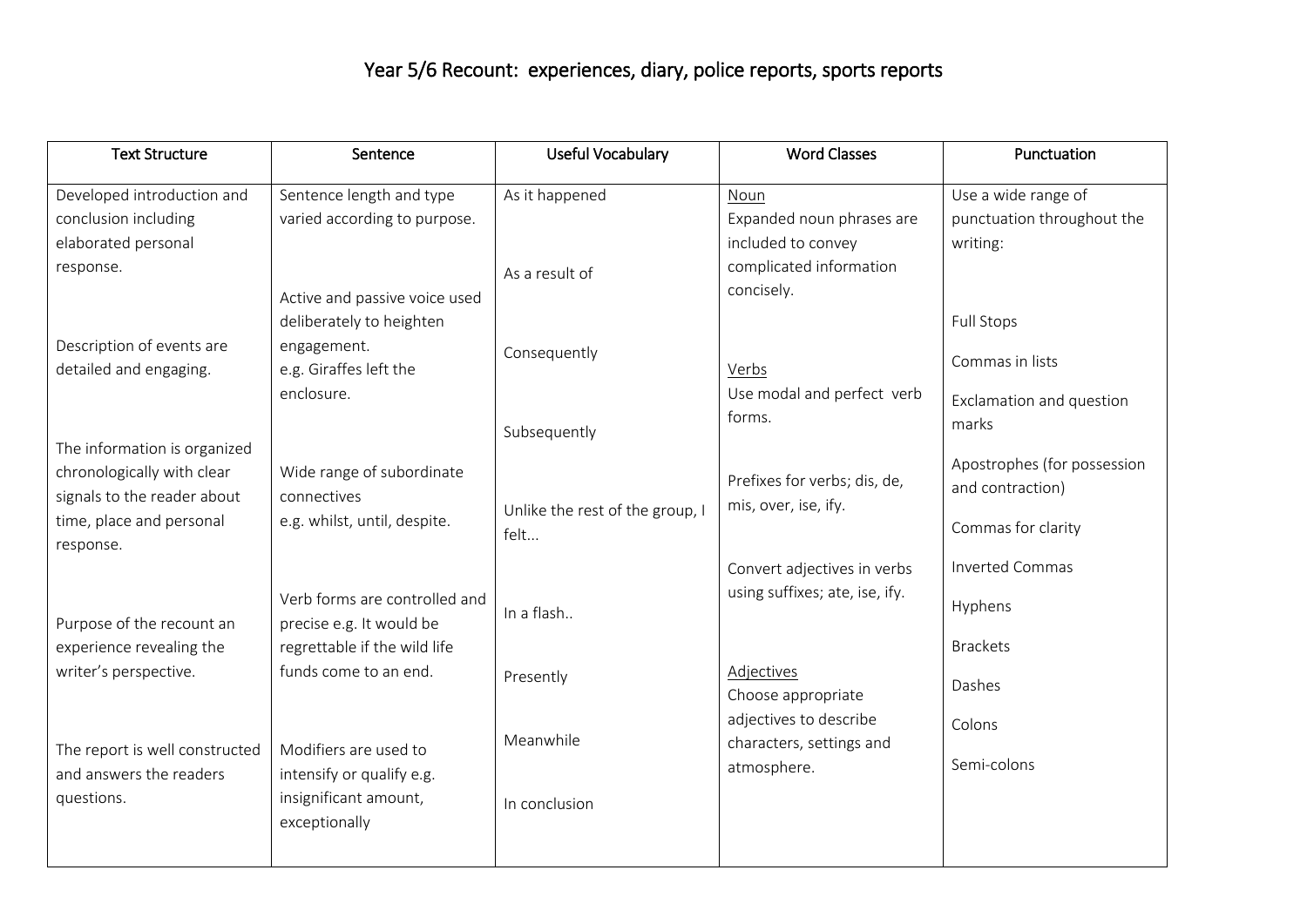# Year 5/6 Recount: experiences, diary, police reports, sports reports

| Text Structure | Sentence | Useful Vocabulary | Word Classes | Punctuation |
|---|---|---|---|---|
| Developed introduction and conclusion including elaborated personal response. | Sentence length and type varied according to purpose. | As it happened | <u>Noun</u><br>Expanded noun phrases are included to convey complicated information concisely. | Use a wide range of punctuation throughout the writing: |
| | | As a result of | | |
| Description of events are detailed and engaging. | Active and passive voice used deliberately to heighten engagement.<br>e.g. Giraffes left the enclosure. | Consequently | | Full Stops<br><br>Commas in lists |
| | | Subsequently | <u>Verbs</u><br>Use modal and perfect verb forms. | Exclamation and question marks |
| The information is organized chronologically with clear signals to the reader about time, place and personal response. | Wide range of subordinate connectives<br>e.g. whilst, until, despite. | Unlike the rest of the group, I felt... | Prefixes for verbs; dis, de, mis, over, ise, ify. | Apostrophes (for possession and contraction)<br><br>Commas for clarity |
| | | | Convert adjectives in verbs using suffixes; ate, ise, ify. | Inverted Commas |
| Purpose of the recount an experience revealing the writer's perspective. | Verb forms are controlled and precise e.g. It would be regrettable if the wild life funds come to an end. | In a flash.. | | Hyphens<br><br>Brackets |
| | | Presently | <u>Adjectives</u><br>Choose appropriate adjectives to describe characters, settings and atmosphere. | Dashes<br><br>Colons |
| The report is well constructed and answers the readers questions. | Modifiers are used to intensify or qualify e.g. insignificant amount, exceptionally | Meanwhile | | Semi-colons |
| | | In conclusion | | |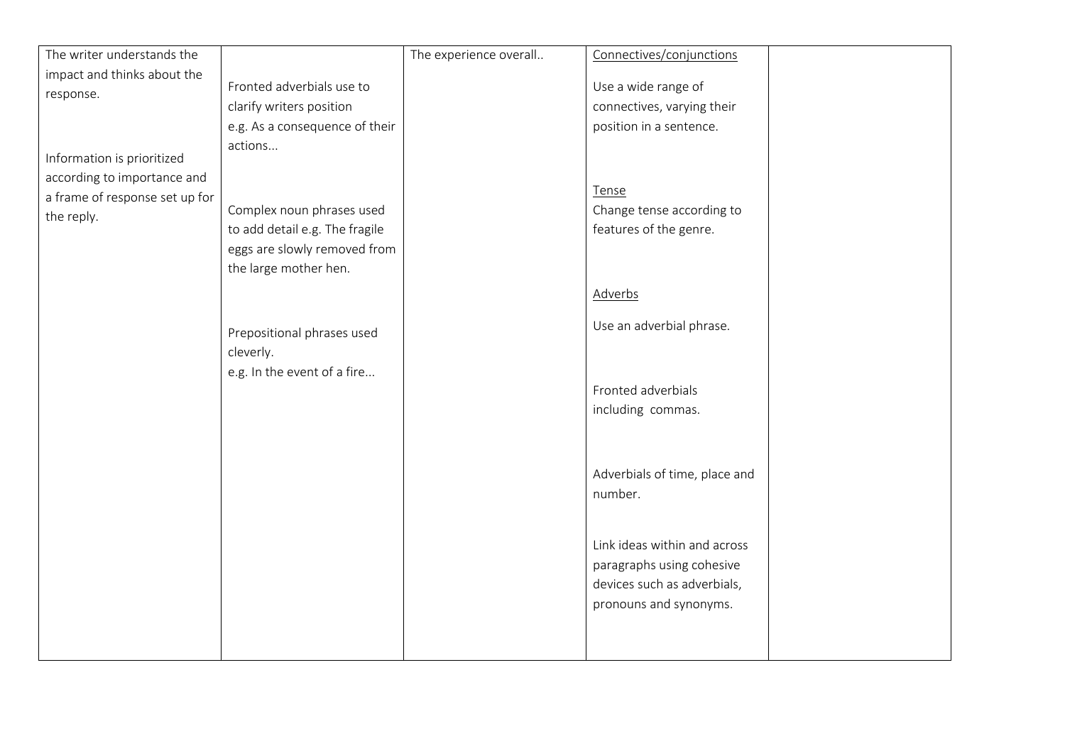| | | | | |
|---|---|---|---|---|
| The writer understands the impact and thinks about the response.<br><br>Information is prioritized according to importance and a frame of response set up for the reply. | Fronted adverbials use to clarify writers position e.g. As a consequence of their actions...<br><br>Complex noun phrases used to add detail e.g. The fragile eggs are slowly removed from the large mother hen.<br><br>Prepositional phrases used cleverly.<br>e.g. In the event of a fire... | The experience overall.. | <u>Connectives/conjunctions</u><br><br>Use a wide range of connectives, varying their position in a sentence.<br><br><u>Tense</u><br>Change tense according to features of the genre.<br><br><u>Adverbs</u><br><br>Use an adverbial phrase.<br><br>Fronted adverbials including commas.<br><br>Adverbials of time, place and number.<br><br>Link ideas within and across paragraphs using cohesive devices such as adverbials, pronouns and synonyms. | |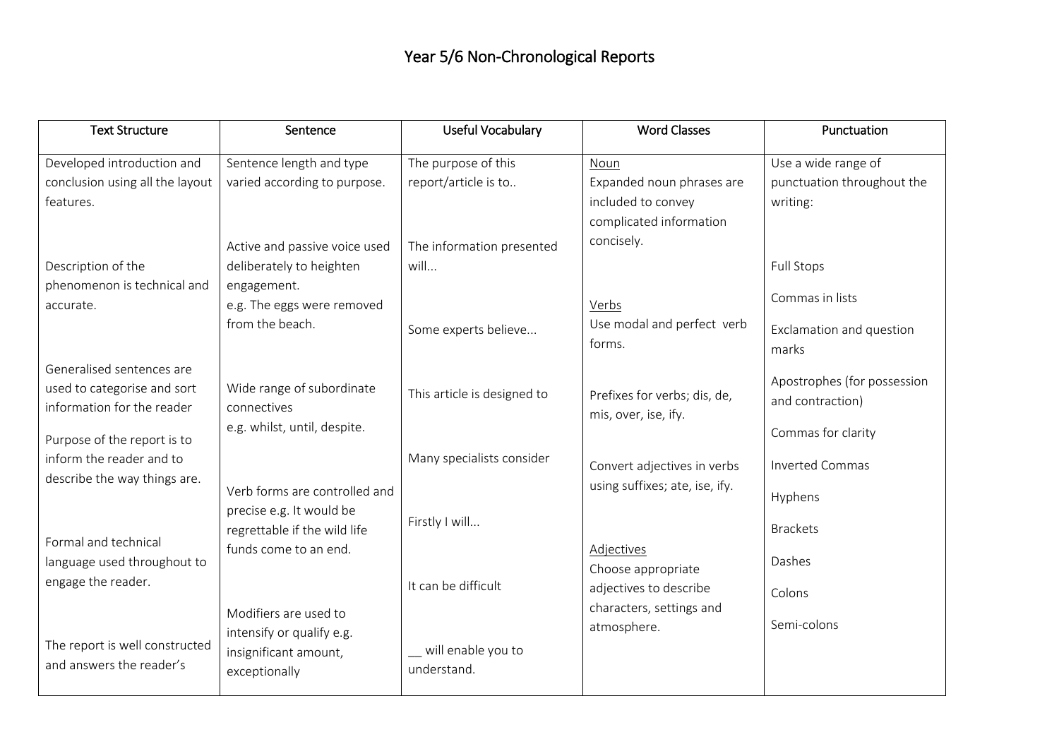# Year 5/6 Non-Chronological Reports

| Text Structure | Sentence | Useful Vocabulary | Word Classes | Punctuation |
|---|---|---|---|---|
| Developed introduction and conclusion using all the layout features.<br><br>Description of the phenomenon is technical and accurate.<br><br>Generalised sentences are used to categorise and sort information for the reader<br><br>Purpose of the report is to inform the reader and to describe the way things are.<br><br>Formal and technical language used throughout to engage the reader.<br><br>The report is well constructed and answers the reader's | Sentence length and type varied according to purpose.<br><br>Active and passive voice used deliberately to heighten engagement.<br>e.g. The eggs were removed from the beach.<br><br>Wide range of subordinate connectives<br>e.g. whilst, until, despite.<br><br>Verb forms are controlled and precise e.g. It would be regrettable if the wild life funds come to an end.<br><br>Modifiers are used to intensify or qualify e.g. insignificant amount, exceptionally | The purpose of this report/article is to..<br><br>The information presented will...<br><br>Some experts believe...<br><br>This article is designed to<br><br>Many specialists consider<br><br>Firstly I will...<br><br>It can be difficult<br><br>__ will enable you to understand. | <u>Noun</u><br>Expanded noun phrases are included to convey complicated information concisely.<br><br><u>Verbs</u><br>Use modal and perfect verb forms.<br><br>Prefixes for verbs; dis, de, mis, over, ise, ify.<br><br>Convert adjectives in verbs using suffixes; ate, ise, ify.<br><br><u>Adjectives</u><br>Choose appropriate adjectives to describe characters, settings and atmosphere. | Use a wide range of punctuation throughout the writing:<br><br>Full Stops<br><br>Commas in lists<br><br>Exclamation and question marks<br><br>Apostrophes (for possession and contraction)<br><br>Commas for clarity<br><br>Inverted Commas<br><br>Hyphens<br><br>Brackets<br><br>Dashes<br><br>Colons<br><br>Semi-colons |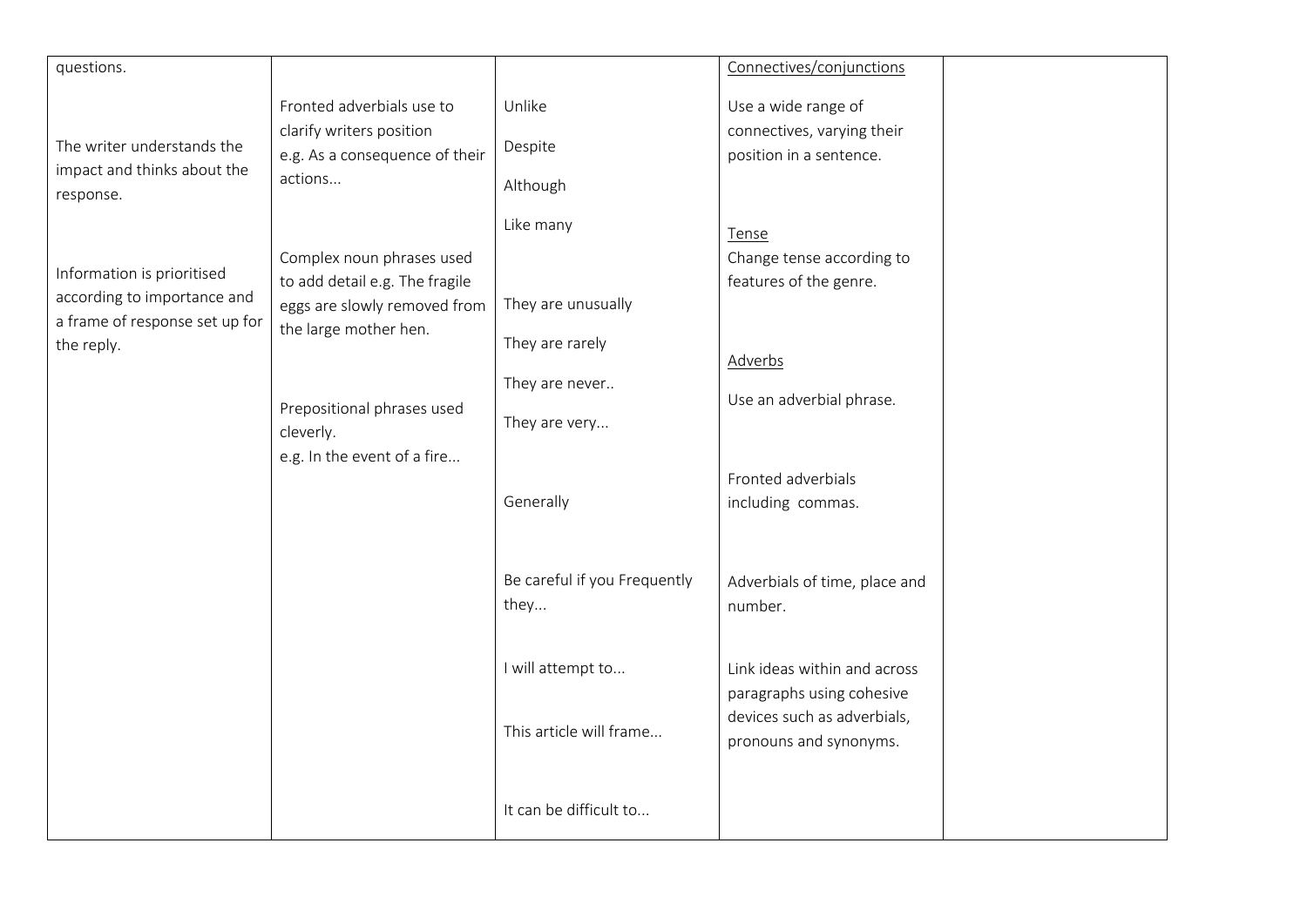| | | | | |
|---|---|---|---|---|
| questions.<br><br>The writer understands the impact and thinks about the response.<br><br>Information is prioritised according to importance and a frame of response set up for the reply. | Fronted adverbials use to clarify writers position e.g. As a consequence of their actions...<br><br>Complex noun phrases used to add detail e.g. The fragile eggs are slowly removed from the large mother hen.<br><br>Prepositional phrases used cleverly.<br>e.g. In the event of a fire... | Unlike<br><br>Despite<br><br>Although<br><br>Like many<br><br>They are unusually<br><br>They are rarely<br><br>They are never..<br><br>They are very...<br><br>Generally<br><br>Be careful if you Frequently they...<br><br>I will attempt to...<br><br>This article will frame...<br><br>It can be difficult to... | Connectives/conjunctions<br>Use a wide range of connectives, varying their position in a sentence.<br><br>Tense<br>Change tense according to features of the genre.<br><br>Adverbs<br>Use an adverbial phrase.<br><br>Fronted adverbials including commas.<br><br>Adverbials of time, place and number.<br><br>Link ideas within and across paragraphs using cohesive devices such as adverbials, pronouns and synonyms. | |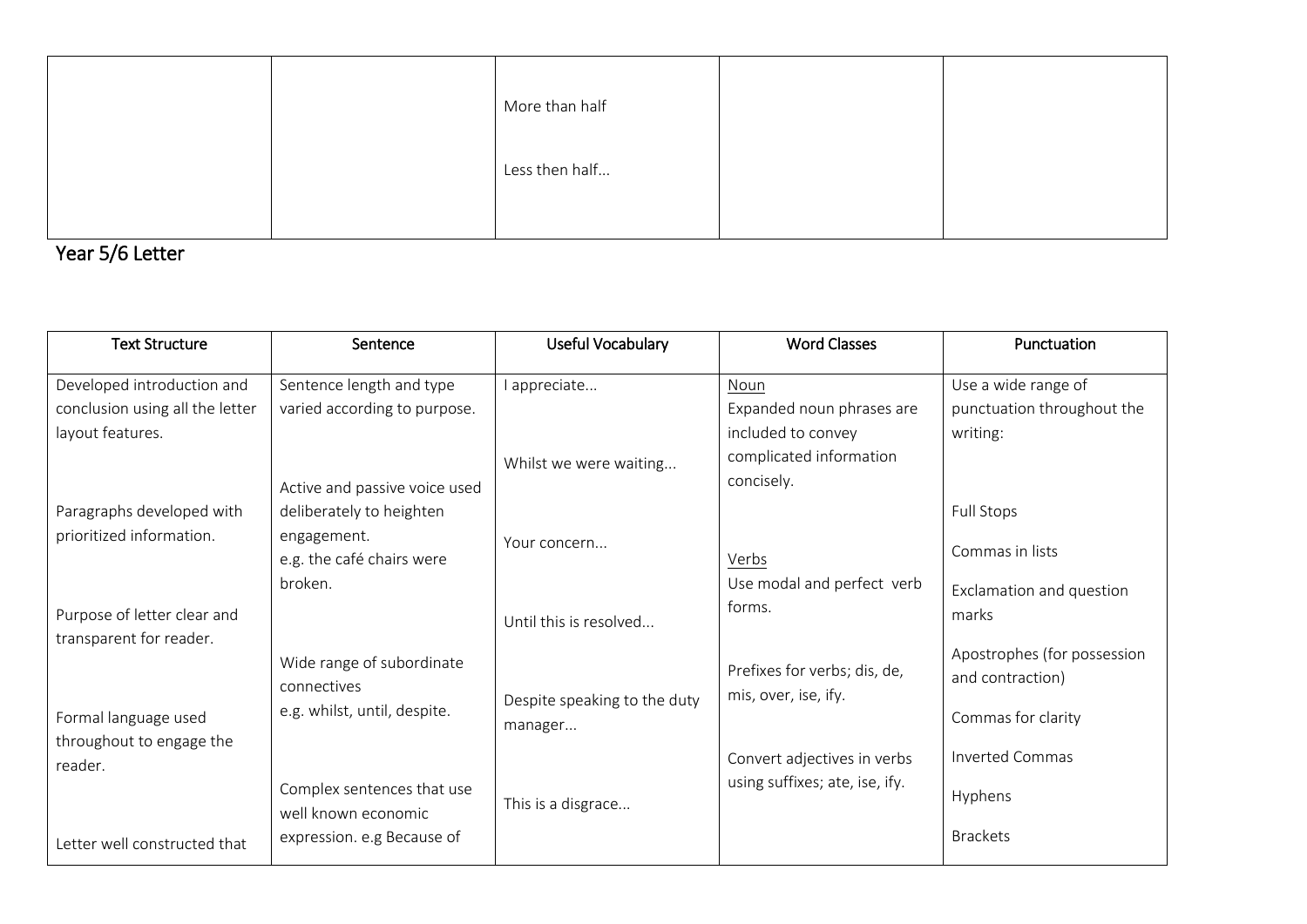| | | More than half<br><br>Less then half... | | |
|---|---|---|---|---|

## Year 5/6 Letter

| Text Structure | Sentence | Useful Vocabulary | Word Classes | Punctuation |
|---|---|---|---|---|
| Developed introduction and conclusion using all the letter layout features.<br><br>Paragraphs developed with prioritized information.<br><br>Purpose of letter clear and transparent for reader.<br><br>Formal language used throughout to engage the reader.<br><br>Letter well constructed that | Sentence length and type varied according to purpose.<br><br>Active and passive voice used deliberately to heighten engagement.<br>e.g. the café chairs were broken.<br><br>Wide range of subordinate connectives<br>e.g. whilst, until, despite.<br><br>Complex sentences that use well known economic expression. e.g Because of | I appreciate...<br><br>Whilst we were waiting...<br><br>Your concern...<br><br>Until this is resolved...<br><br>Despite speaking to the duty manager...<br><br>This is a disgrace... | Noun<br>Expanded noun phrases are included to convey complicated information concisely.<br><br>Verbs<br>Use modal and perfect verb forms.<br><br>Prefixes for verbs; dis, de, mis, over, ise, ify.<br><br>Convert adjectives in verbs using suffixes; ate, ise, ify. | Use a wide range of punctuation throughout the writing:<br><br>Full Stops<br><br>Commas in lists<br><br>Exclamation and question marks<br><br>Apostrophes (for possession and contraction)<br><br>Commas for clarity<br><br>Inverted Commas<br><br>Hyphens<br><br>Brackets |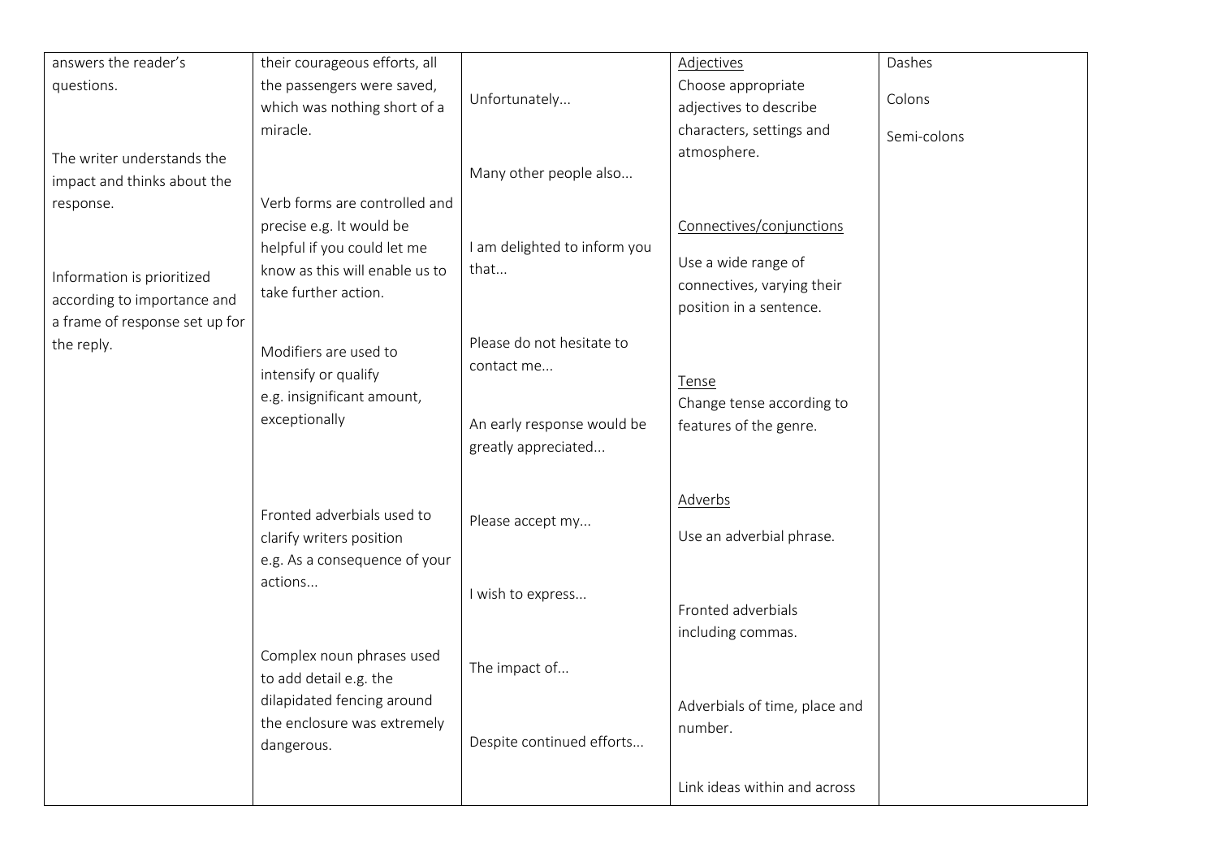| | | | | |
|---|---|---|---|---|
| answers the reader's questions.<br><br>The writer understands the impact and thinks about the response.<br><br>Information is prioritized according to importance and a frame of response set up for the reply. | their courageous efforts, all the passengers were saved, which was nothing short of a miracle.<br><br>Verb forms are controlled and precise e.g. It would be helpful if you could let me know as this will enable us to take further action.<br><br>Modifiers are used to intensify or qualify e.g. insignificant amount, exceptionally<br><br>Fronted adverbials used to clarify writers position e.g. As a consequence of your actions...<br><br>Complex noun phrases used to add detail e.g. the dilapidated fencing around the enclosure was extremely dangerous. | Unfortunately...<br><br>Many other people also...<br><br>I am delighted to inform you that...<br><br>Please do not hesitate to contact me...<br><br>An early response would be greatly appreciated...<br><br>Please accept my...<br><br>I wish to express...<br><br>The impact of...<br><br>Despite continued efforts... | <u>Adjectives</u><br>Choose appropriate adjectives to describe characters, settings and atmosphere.<br><br><u>Connectives/conjunctions</u><br>Use a wide range of connectives, varying their position in a sentence.<br><br><u>Tense</u><br>Change tense according to features of the genre.<br><br><u>Adverbs</u><br>Use an adverbial phrase.<br><br>Fronted adverbials including commas.<br><br>Adverbials of time, place and number.<br><br>Link ideas within and across | Dashes<br><br>Colons<br><br>Semi-colons |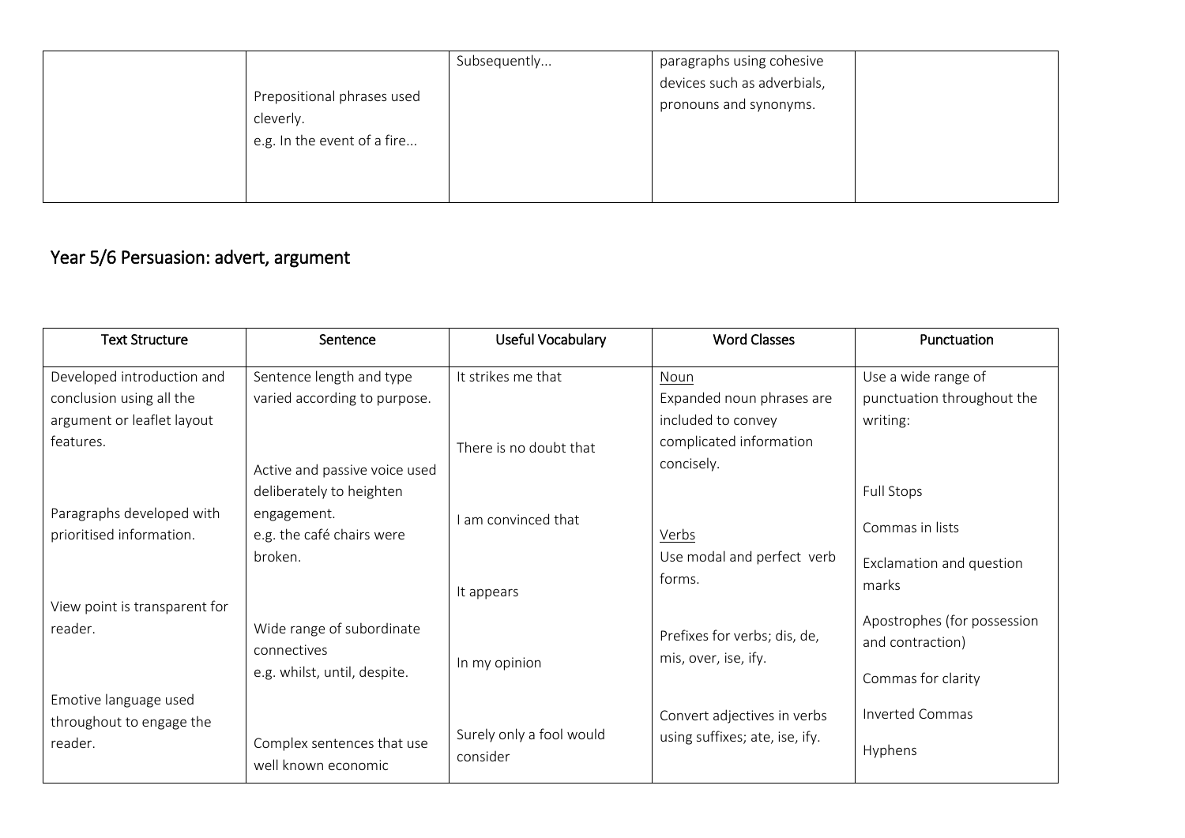| | | | | |
|---|---|---|---|---|
| | Prepositional phrases used cleverly.<br>e.g. In the event of a fire... | Subsequently... | paragraphs using cohesive devices such as adverbials, pronouns and synonyms. | |

## Year 5/6 Persuasion: advert, argument

| Text Structure | Sentence | Useful Vocabulary | Word Classes | Punctuation |
|---|---|---|---|---|
| Developed introduction and conclusion using all the argument or leaflet layout features.<br><br>Paragraphs developed with prioritised information.<br><br>View point is transparent for reader.<br><br>Emotive language used throughout to engage the reader. | Sentence length and type varied according to purpose.<br><br>Active and passive voice used deliberately to heighten engagement.<br>e.g. the café chairs were broken.<br><br>Wide range of subordinate connectives<br>e.g. whilst, until, despite.<br><br>Complex sentences that use well known economic | It strikes me that<br><br>There is no doubt that<br><br>I am convinced that<br><br>It appears<br><br>In my opinion<br><br>Surely only a fool would consider | Noun<br>Expanded noun phrases are included to convey complicated information concisely.<br><br>Verbs<br>Use modal and perfect verb forms.<br><br>Prefixes for verbs; dis, de, mis, over, ise, ify.<br><br>Convert adjectives in verbs using suffixes; ate, ise, ify. | Use a wide range of punctuation throughout the writing:<br><br>Full Stops<br><br>Commas in lists<br><br>Exclamation and question marks<br><br>Apostrophes (for possession and contraction)<br><br>Commas for clarity<br><br>Inverted Commas<br><br>Hyphens |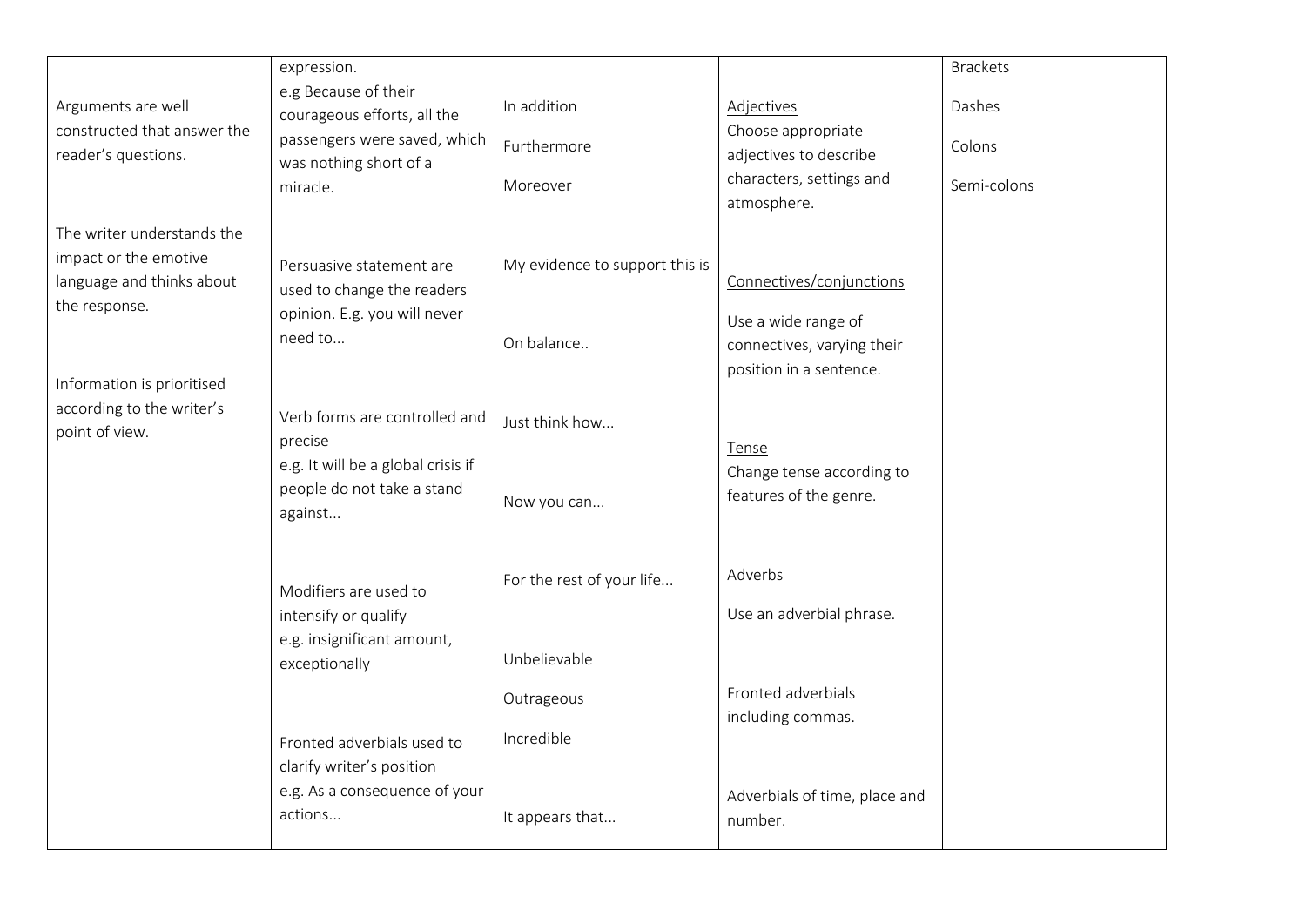|  |  |  |  |  |
|---|---|---|---|---|
| Arguments are well constructed that answer the reader's questions.<br><br>The writer understands the impact or the emotive language and thinks about the response.<br><br>Information is prioritised according to the writer's point of view. | expression.<br>e.g Because of their courageous efforts, all the passengers were saved, which was nothing short of a miracle.<br><br>Persuasive statement are used to change the readers opinion. E.g. you will never need to...<br><br>Verb forms are controlled and precise<br>e.g. It will be a global crisis if people do not take a stand against...<br><br>Modifiers are used to intensify or qualify<br>e.g. insignificant amount, exceptionally<br><br>Fronted adverbials used to clarify writer's position<br>e.g. As a consequence of your actions... | In addition<br><br>Furthermore<br><br>Moreover<br><br>My evidence to support this is<br><br>On balance..<br><br>Just think how...<br><br>Now you can...<br><br>For the rest of your life...<br><br>Unbelievable<br><br>Outrageous<br><br>Incredible<br><br>It appears that... | Adjectives<br>Choose appropriate adjectives to describe characters, settings and atmosphere.<br><br>Connectives/conjunctions<br><br>Use a wide range of connectives, varying their position in a sentence.<br><br>Tense<br>Change tense according to features of the genre.<br><br>Adverbs<br><br>Use an adverbial phrase.<br><br>Fronted adverbials including commas.<br><br>Adverbials of time, place and number. | Brackets<br><br>Dashes<br><br>Colons<br><br>Semi-colons |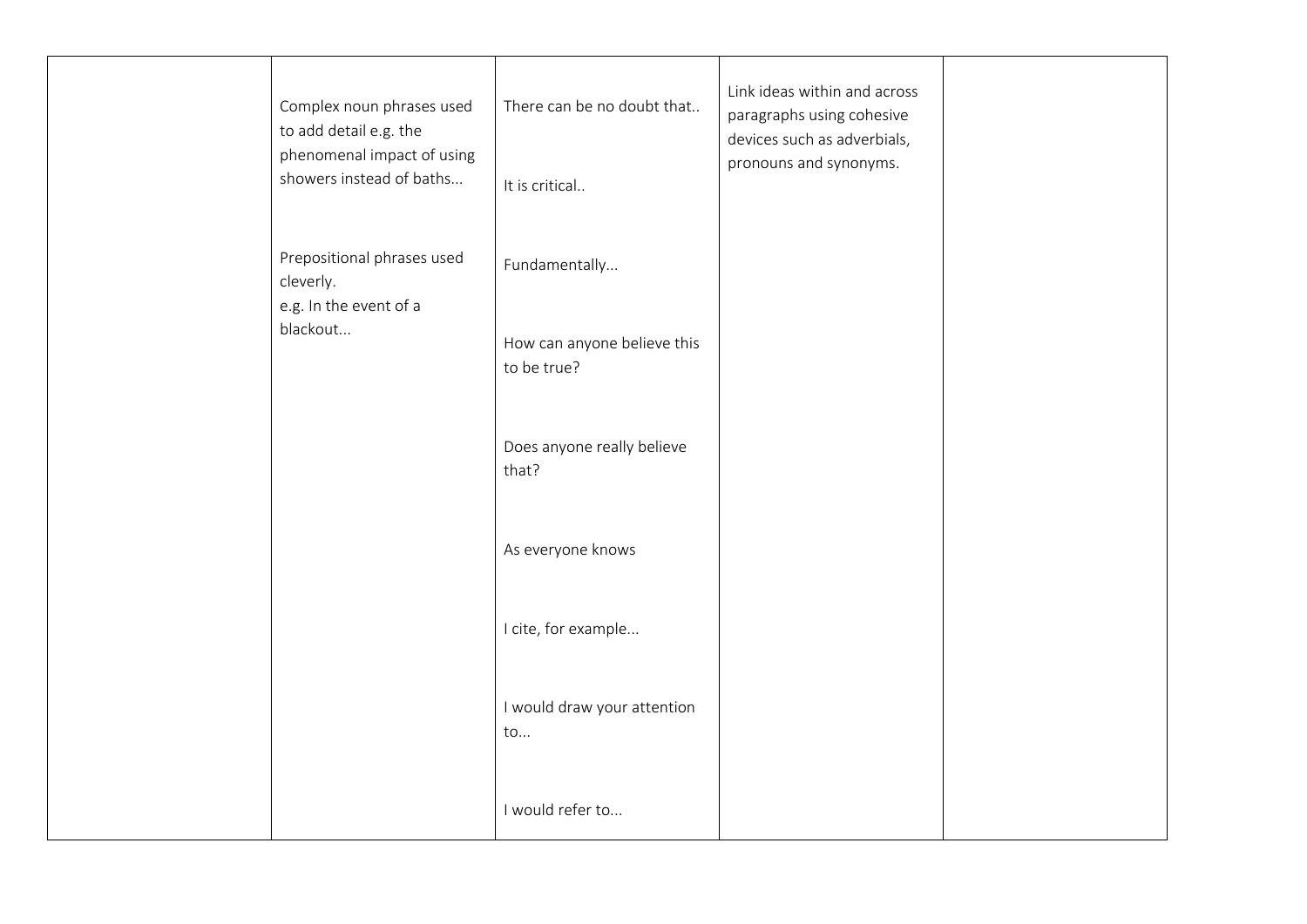|  |  |  |  |  |
|---|---|---|---|---|
|  | Complex noun phrases used to add detail e.g. the phenomenal impact of using showers instead of baths...<br><br>Prepositional phrases used cleverly.<br>e.g. In the event of a blackout... | There can be no doubt that..<br><br>It is critical..<br><br>Fundamentally...<br><br>How can anyone believe this to be true?<br><br>Does anyone really believe that?<br><br>As everyone knows<br><br>I cite, for example...<br><br>I would draw your attention to...<br><br>I would refer to... | Link ideas within and across paragraphs using cohesive devices such as adverbials, pronouns and synonyms. |  |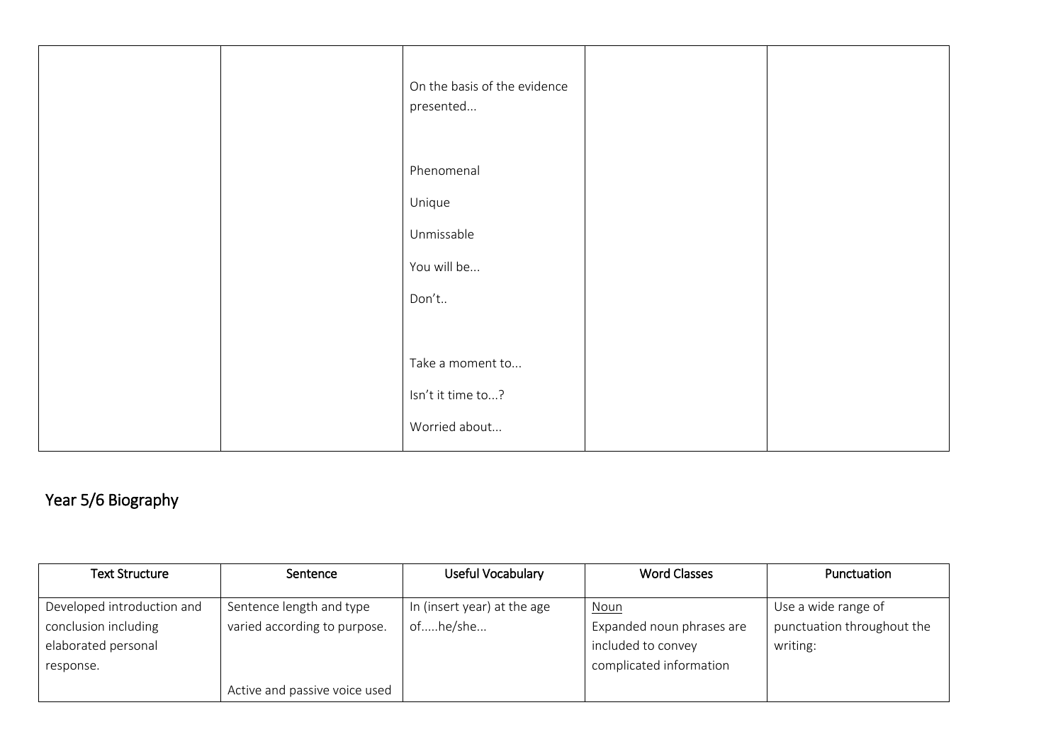| | | On the basis of the evidence presented...<br><br>Phenomenal<br>Unique<br>Unmissable<br>You will be...<br>Don't..<br><br>Take a moment to...<br>Isn't it time to...?<br>Worried about... | | |
|---|---|---|---|---|

## Year 5/6 Biography

| Text Structure | Sentence | Useful Vocabulary | Word Classes | Punctuation |
|---|---|---|---|---|
| Developed introduction and conclusion including elaborated personal response. | Sentence length and type varied according to purpose.<br><br>Active and passive voice used | In (insert year) at the age of.....he/she... | Noun<br>Expanded noun phrases are included to convey complicated information | Use a wide range of punctuation throughout the writing: |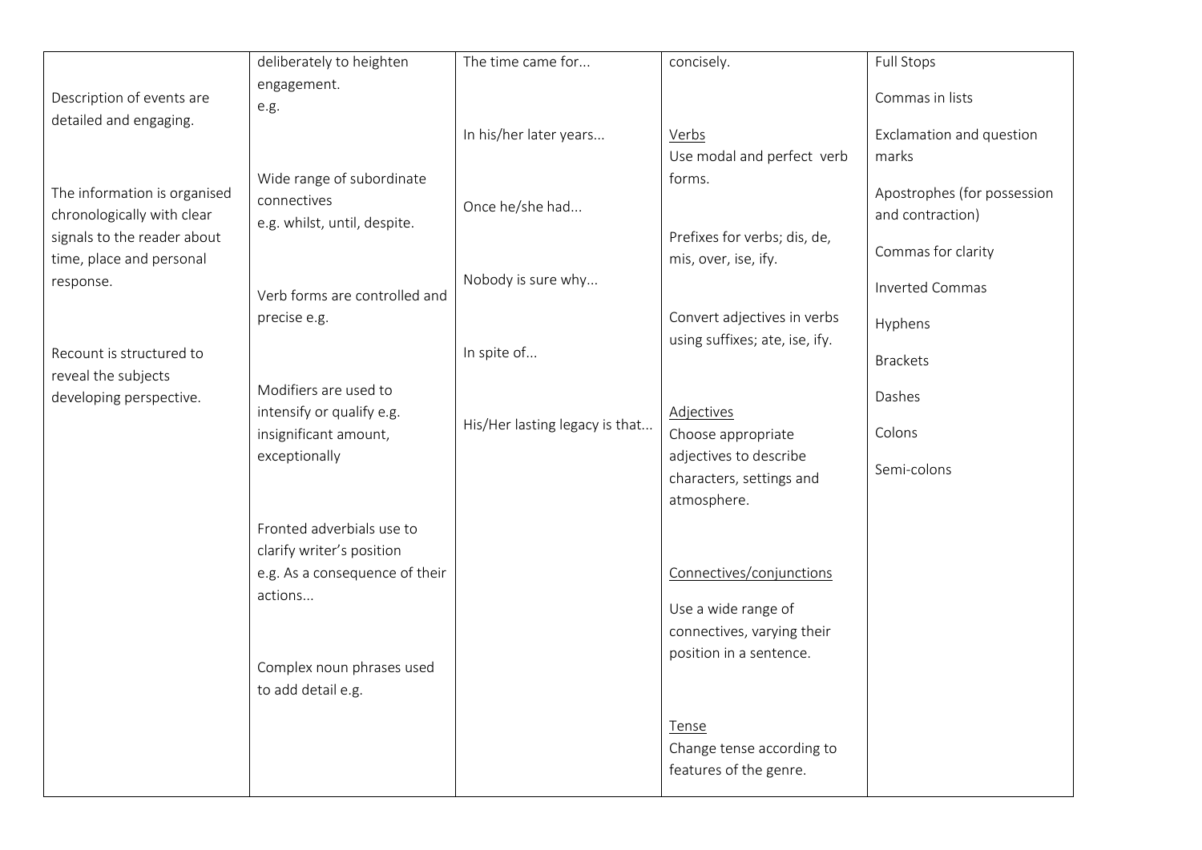| | | | | |
|---|---|---|---|---|
| Description of events are detailed and engaging.<br><br>The information is organised chronologically with clear signals to the reader about time, place and personal response.<br><br>Recount is structured to reveal the subjects developing perspective. | deliberately to heighten engagement.<br>e.g.<br><br>Wide range of subordinate connectives<br>e.g. whilst, until, despite.<br><br>Verb forms are controlled and precise e.g.<br><br>Modifiers are used to intensify or qualify e.g. insignificant amount, exceptionally<br><br>Fronted adverbials use to clarify writer's position<br>e.g. As a consequence of their actions...<br><br>Complex noun phrases used to add detail e.g. | The time came for...<br><br>In his/her later years...<br><br>Once he/she had...<br><br>Nobody is sure why...<br><br>In spite of...<br><br>His/Her lasting legacy is that... | concisely.<br><br><u>Verbs</u><br>Use modal and perfect verb forms.<br><br>Prefixes for verbs; dis, de, mis, over, ise, ify.<br><br>Convert adjectives in verbs using suffixes; ate, ise, ify.<br><br><u>Adjectives</u><br>Choose appropriate adjectives to describe characters, settings and atmosphere.<br><br><u>Connectives/conjunctions</u><br>Use a wide range of connectives, varying their position in a sentence.<br><br><u>Tense</u><br>Change tense according to features of the genre. | Full Stops<br><br>Commas in lists<br><br>Exclamation and question marks<br><br>Apostrophes (for possession and contraction)<br><br>Commas for clarity<br><br>Inverted Commas<br><br>Hyphens<br><br>Brackets<br><br>Dashes<br><br>Colons<br><br>Semi-colons |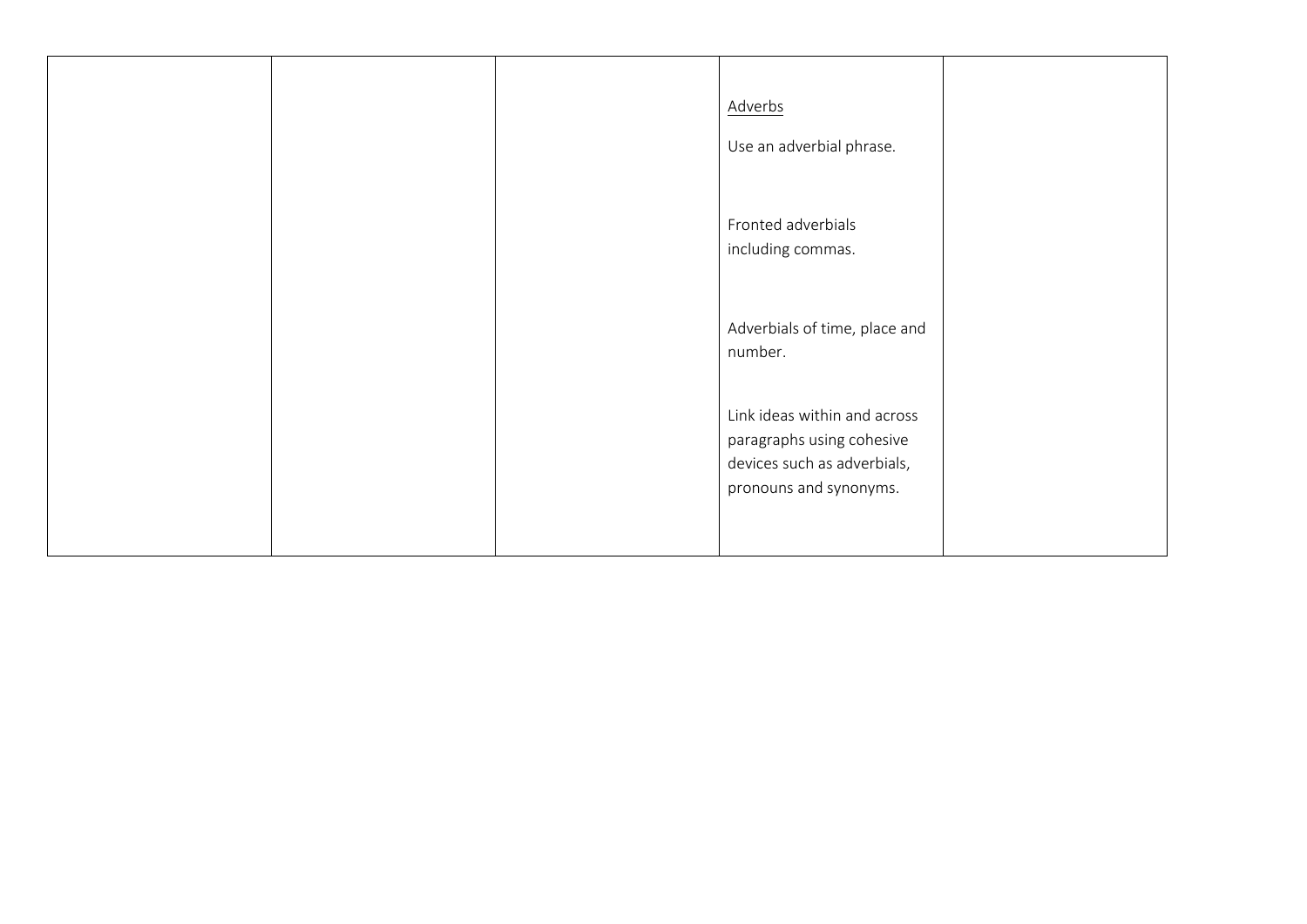| | | | | |
|---|---|---|---|---|
| | | | Adverbs<br><br>Use an adverbial phrase.<br><br>Fronted adverbials including commas.<br><br>Adverbials of time, place and number.<br><br>Link ideas within and across paragraphs using cohesive devices such as adverbials, pronouns and synonyms. | |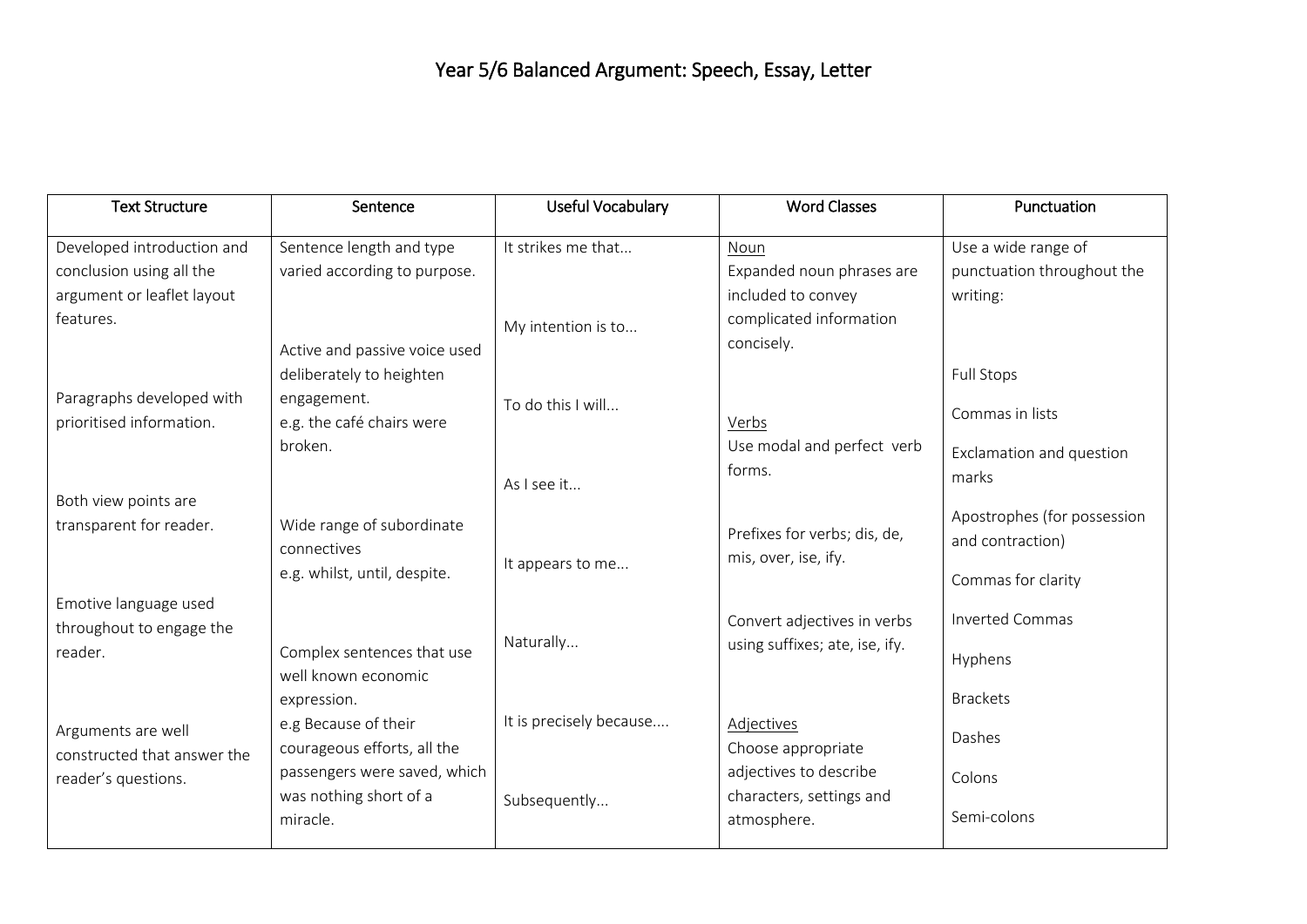# Year 5/6 Balanced Argument: Speech, Essay, Letter

| Text Structure | Sentence | Useful Vocabulary | Word Classes | Punctuation |
|---|---|---|---|---|
| Developed introduction and conclusion using all the argument or leaflet layout features.<br><br>Paragraphs developed with prioritised information.<br><br>Both view points are transparent for reader.<br><br>Emotive language used throughout to engage the reader.<br><br>Arguments are well constructed that answer the reader's questions. | Sentence length and type varied according to purpose.<br><br>Active and passive voice used deliberately to heighten engagement.<br>e.g. the café chairs were broken.<br><br>Wide range of subordinate connectives<br>e.g. whilst, until, despite.<br><br>Complex sentences that use well known economic expression.<br>e.g Because of their courageous efforts, all the passengers were saved, which was nothing short of a miracle. | It strikes me that...<br><br>My intention is to...<br><br>To do this I will...<br><br>As I see it...<br><br>It appears to me...<br><br>Naturally...<br><br>It is precisely because....<br><br>Subsequently... | Noun<br>Expanded noun phrases are included to convey complicated information concisely.<br><br>Verbs<br>Use modal and perfect verb forms.<br><br>Prefixes for verbs; dis, de, mis, over, ise, ify.<br><br>Convert adjectives in verbs using suffixes; ate, ise, ify.<br><br>Adjectives<br>Choose appropriate adjectives to describe characters, settings and atmosphere. | Use a wide range of punctuation throughout the writing:<br><br>Full Stops<br><br>Commas in lists<br><br>Exclamation and question marks<br><br>Apostrophes (for possession and contraction)<br><br>Commas for clarity<br><br>Inverted Commas<br><br>Hyphens<br><br>Brackets<br><br>Dashes<br><br>Colons<br><br>Semi-colons |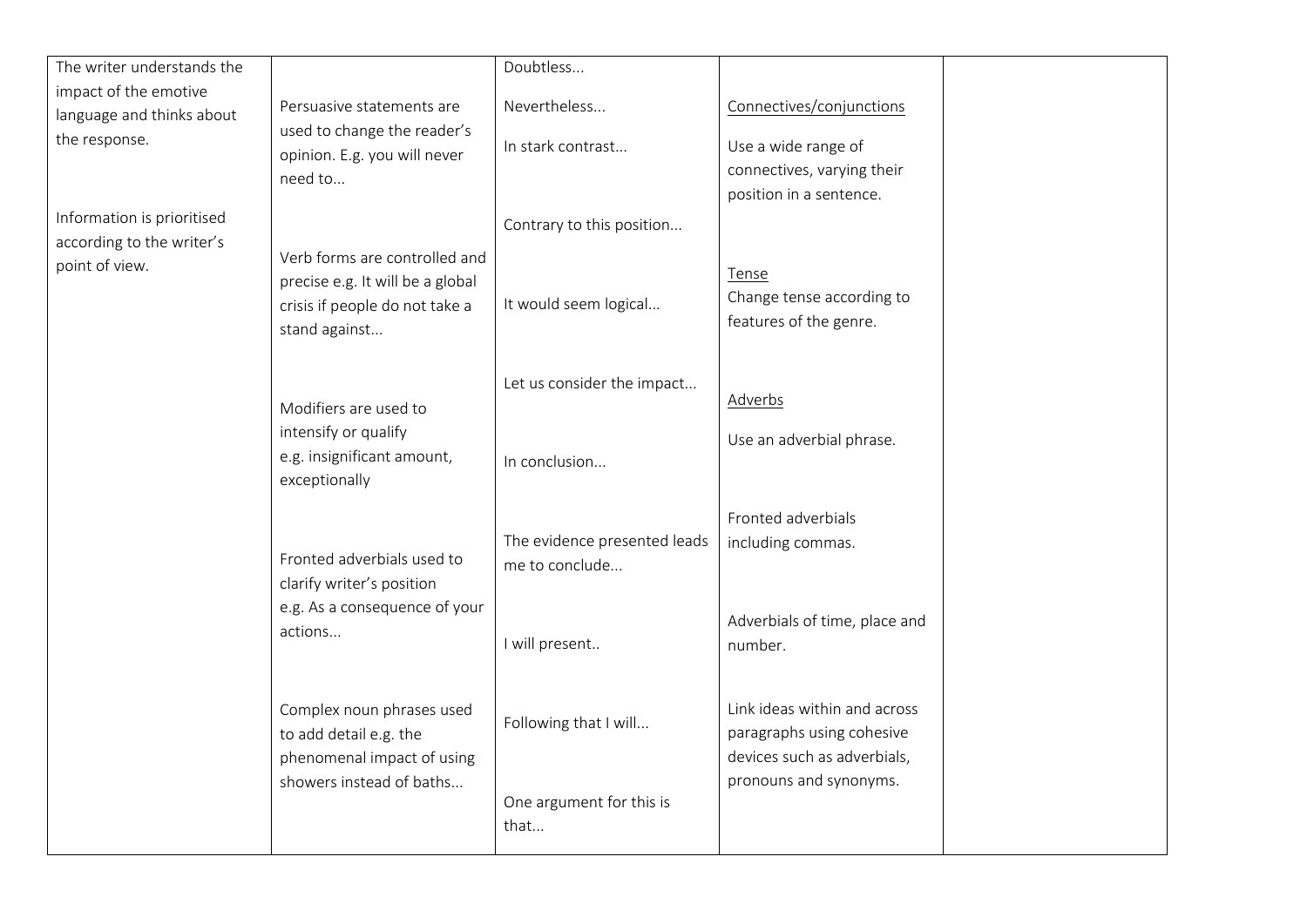| | | | | |
|---|---|---|---|---|
| The writer understands the impact of the emotive language and thinks about the response.<br><br>Information is prioritised according to the writer's point of view. | Persuasive statements are used to change the reader's opinion. E.g. you will never need to...<br><br>Verb forms are controlled and precise e.g. It will be a global crisis if people do not take a stand against...<br><br>Modifiers are used to intensify or qualify e.g. insignificant amount, exceptionally<br><br>Fronted adverbials used to clarify writer's position e.g. As a consequence of your actions...<br><br>Complex noun phrases used to add detail e.g. the phenomenal impact of using showers instead of baths... | Doubtless...<br><br>Nevertheless...<br><br>In stark contrast...<br><br>Contrary to this position...<br><br>It would seem logical...<br><br>Let us consider the impact...<br><br>In conclusion...<br><br>The evidence presented leads me to conclude...<br><br>I will present..<br><br>Following that I will...<br><br>One argument for this is that... | <u>Connectives/conjunctions</u><br><br>Use a wide range of connectives, varying their position in a sentence.<br><br><u>Tense</u><br>Change tense according to features of the genre.<br><br><u>Adverbs</u><br><br>Use an adverbial phrase.<br><br>Fronted adverbials including commas.<br><br>Adverbials of time, place and number.<br><br>Link ideas within and across paragraphs using cohesive devices such as adverbials, pronouns and synonyms. | |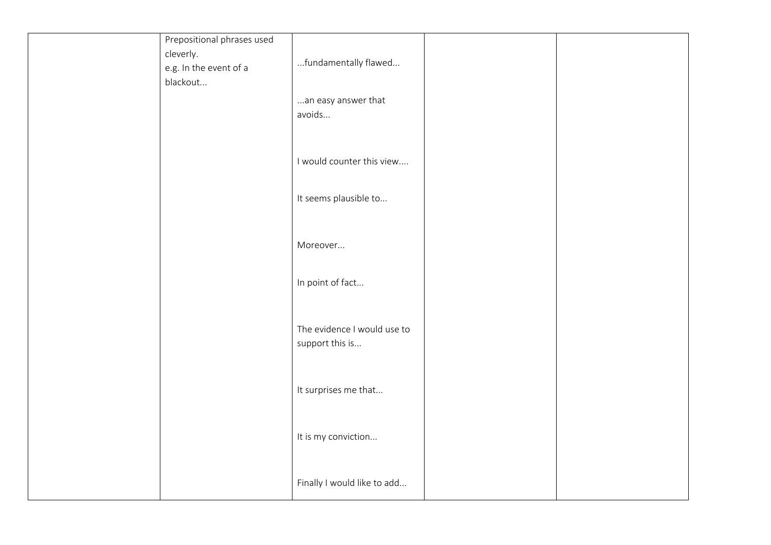| | | | | |
|---|---|---|---|---|
| | Prepositional phrases used cleverly.<br>e.g. In the event of a blackout... | ...fundamentally flawed...<br><br>...an easy answer that avoids...<br><br>I would counter this view....<br><br>It seems plausible to...<br><br>Moreover...<br><br>In point of fact...<br><br>The evidence I would use to support this is...<br><br>It surprises me that...<br><br>It is my conviction...<br><br>Finally I would like to add... | | |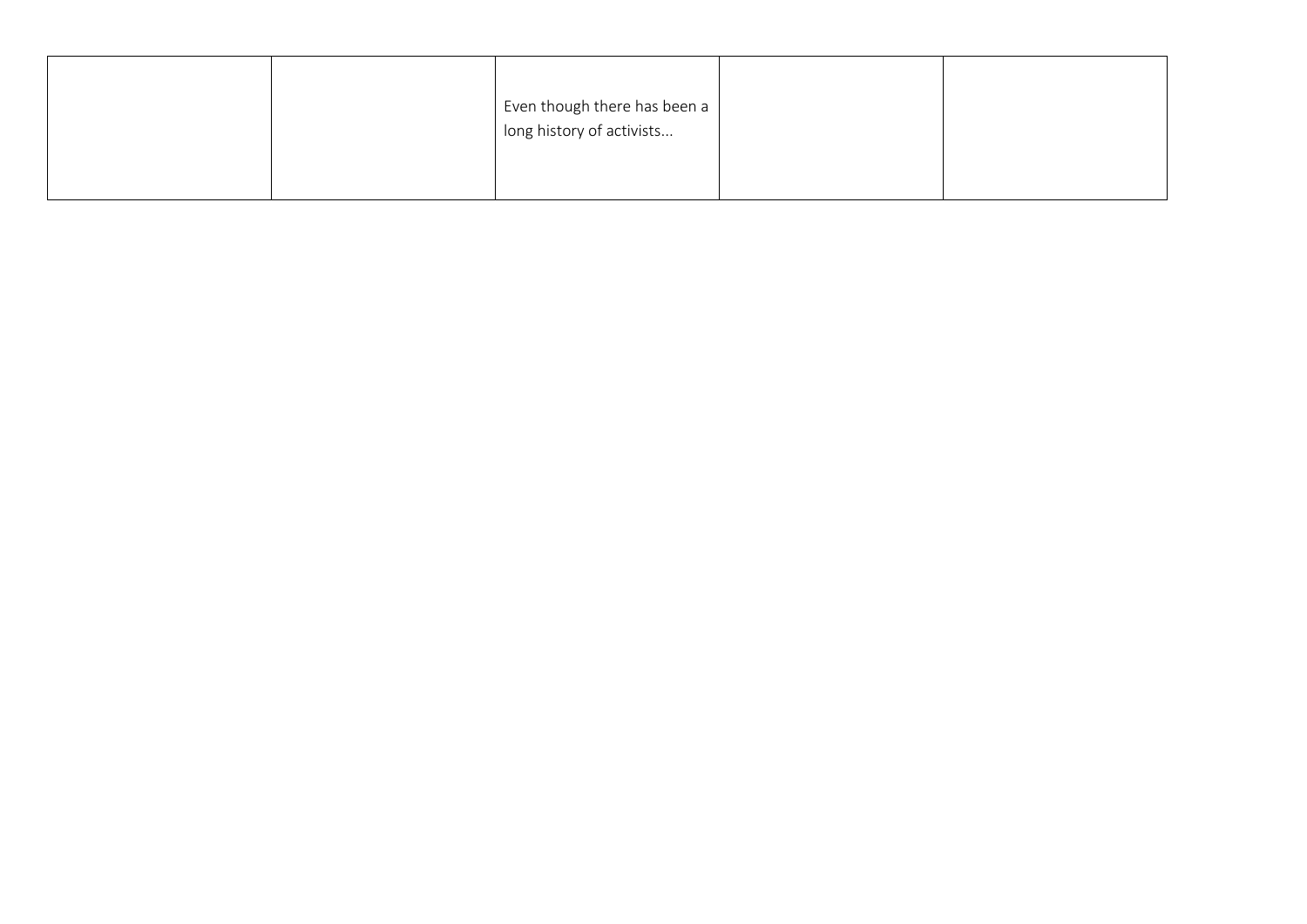| | | | | |
|---|---|---|---|---|
| | | Even though there has been a long history of activists... | | |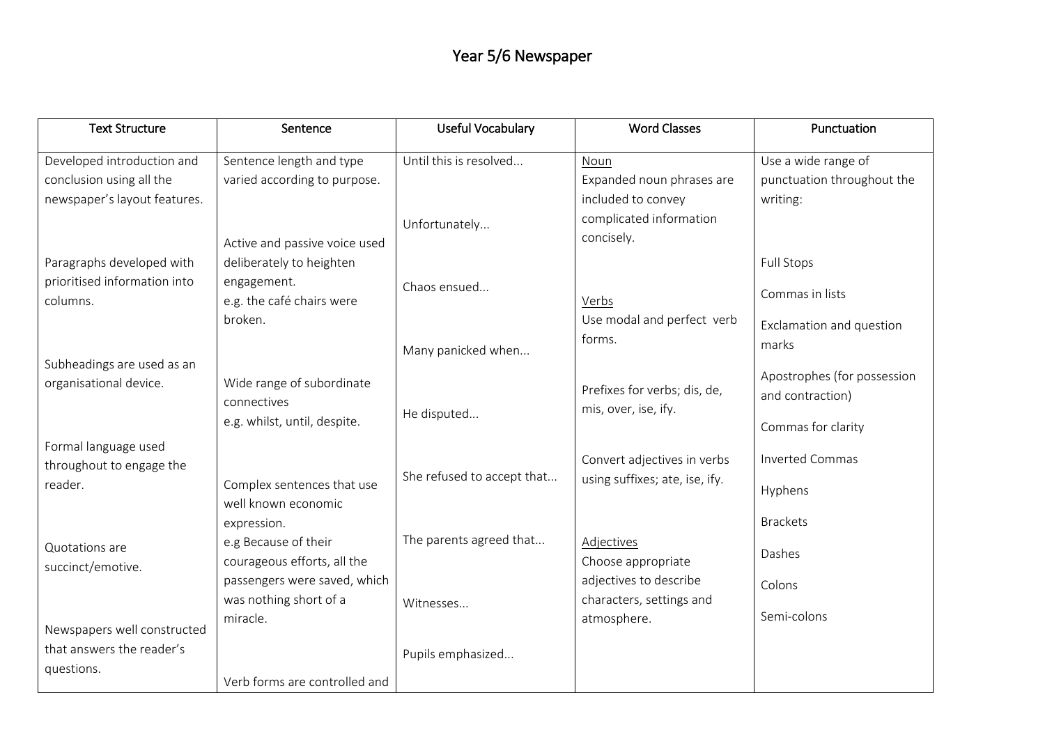# Year 5/6 Newspaper

| Text Structure | Sentence | Useful Vocabulary | Word Classes | Punctuation |
|---|---|---|---|---|
| Developed introduction and conclusion using all the newspaper's layout features.<br><br>Paragraphs developed with prioritised information into columns.<br><br>Subheadings are used as an organisational device.<br><br>Formal language used throughout to engage the reader.<br><br>Quotations are succinct/emotive.<br><br>Newspapers well constructed that answers the reader's questions. | Sentence length and type varied according to purpose.<br><br>Active and passive voice used deliberately to heighten engagement.<br>e.g. the café chairs were broken.<br><br>Wide range of subordinate connectives<br>e.g. whilst, until, despite.<br><br>Complex sentences that use well known economic expression.<br>e.g Because of their courageous efforts, all the passengers were saved, which was nothing short of a miracle.<br><br>Verb forms are controlled and | Until this is resolved...<br><br>Unfortunately...<br><br>Chaos ensued...<br><br>Many panicked when...<br><br>He disputed...<br><br>She refused to accept that...<br><br>The parents agreed that...<br><br>Witnesses...<br><br>Pupils emphasized... | <u>Noun</u><br>Expanded noun phrases are included to convey complicated information concisely.<br><br><u>Verbs</u><br>Use modal and perfect verb forms.<br><br>Prefixes for verbs; dis, de, mis, over, ise, ify.<br><br>Convert adjectives in verbs using suffixes; ate, ise, ify.<br><br><u>Adjectives</u><br>Choose appropriate adjectives to describe characters, settings and atmosphere. | Use a wide range of punctuation throughout the writing:<br><br>Full Stops<br><br>Commas in lists<br><br>Exclamation and question marks<br><br>Apostrophes (for possession and contraction)<br><br>Commas for clarity<br><br>Inverted Commas<br><br>Hyphens<br><br>Brackets<br><br>Dashes<br><br>Colons<br><br>Semi-colons |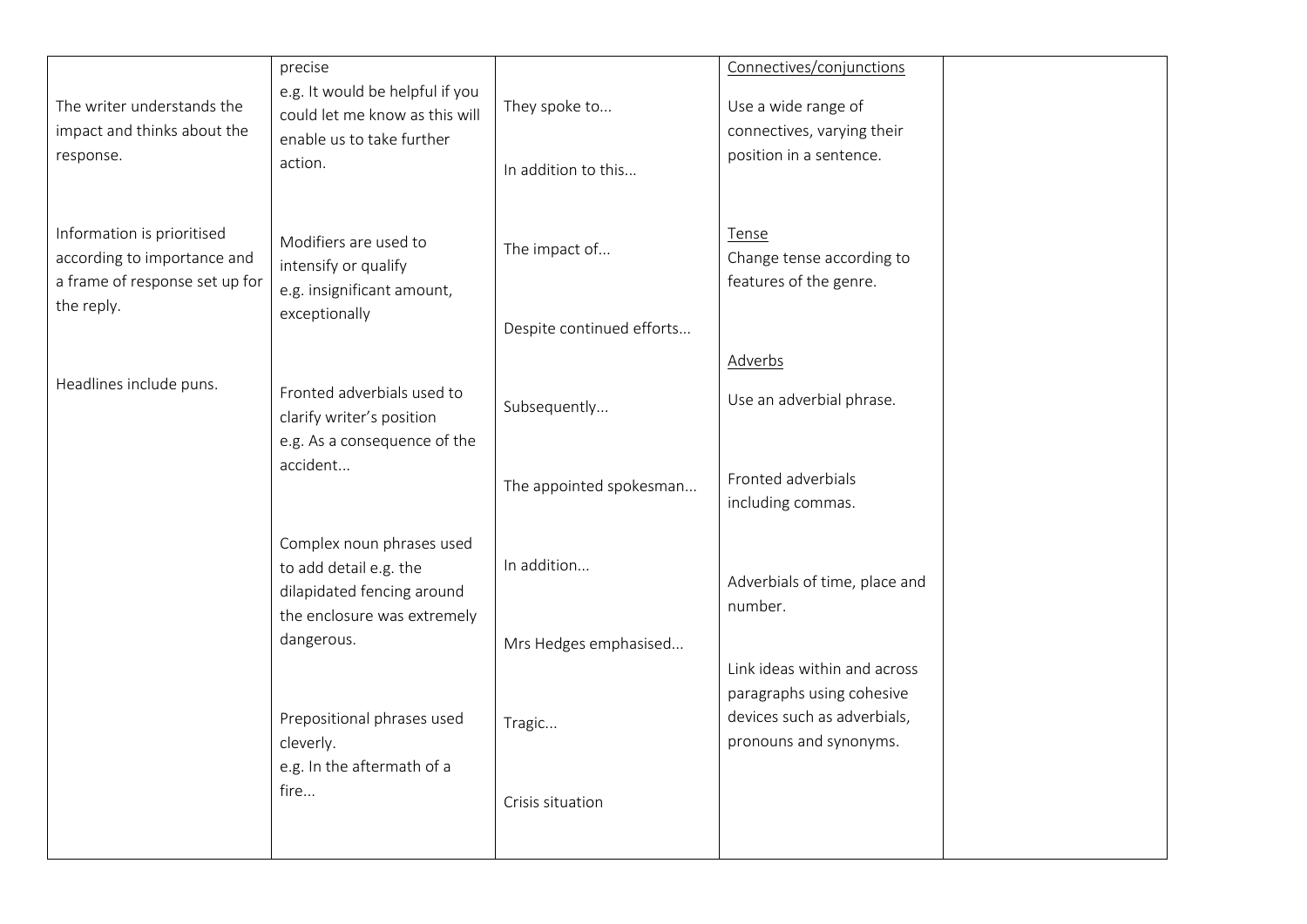| | | | | |
|---|---|---|---|---|
| The writer understands the impact and thinks about the response.<br><br>Information is prioritised according to importance and a frame of response set up for the reply.<br><br>Headlines include puns. | precise<br>e.g. It would be helpful if you could let me know as this will enable us to take further action.<br><br>Modifiers are used to intensify or qualify<br>e.g. insignificant amount, exceptionally<br><br>Fronted adverbials used to clarify writer's position<br>e.g. As a consequence of the accident...<br><br>Complex noun phrases used to add detail e.g. the dilapidated fencing around the enclosure was extremely dangerous.<br><br>Prepositional phrases used cleverly.<br>e.g. In the aftermath of a fire... | They spoke to...<br><br>In addition to this...<br><br>The impact of...<br><br>Despite continued efforts...<br><br>Subsequently...<br><br>The appointed spokesman...<br><br>In addition...<br><br>Mrs Hedges emphasised...<br><br>Tragic...<br><br>Crisis situation | Connectives/conjunctions<br>Use a wide range of connectives, varying their position in a sentence.<br><br>Tense<br>Change tense according to features of the genre.<br><br>Adverbs<br>Use an adverbial phrase.<br><br>Fronted adverbials including commas.<br><br>Adverbials of time, place and number.<br><br>Link ideas within and across paragraphs using cohesive devices such as adverbials, pronouns and synonyms. | |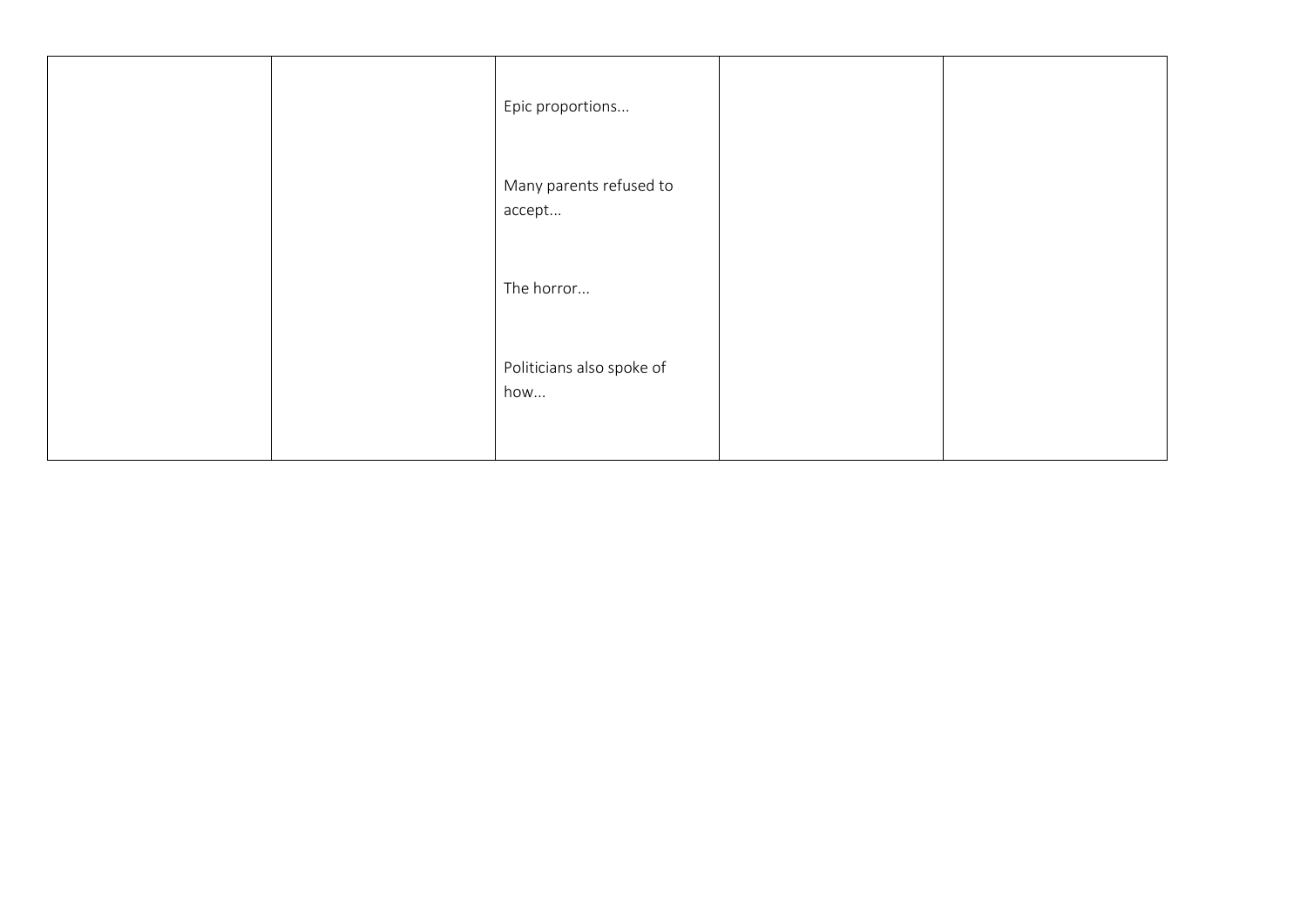| | | | | |
|---|---|---|---|---|
| | | Epic proportions...<br><br>Many parents refused to accept...<br><br>The horror...<br><br>Politicians also spoke of how... | | |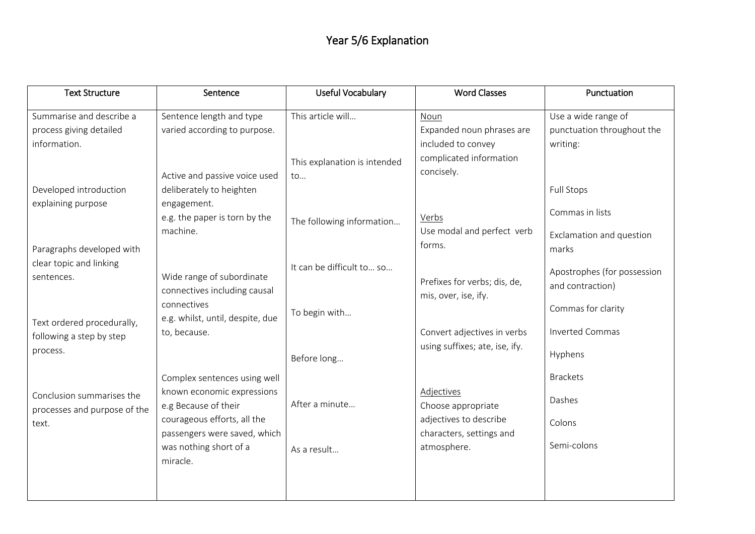# Year 5/6 Explanation

| Text Structure | Sentence | Useful Vocabulary | Word Classes | Punctuation |
|---|---|---|---|---|
| Summarise and describe a process giving detailed information.<br><br>Developed introduction explaining purpose<br><br>Paragraphs developed with clear topic and linking sentences.<br><br>Text ordered procedurally, following a step by step process.<br><br>Conclusion summarises the processes and purpose of the text. | Sentence length and type varied according to purpose.<br><br>Active and passive voice used deliberately to heighten engagement.<br>e.g. the paper is torn by the machine.<br><br>Wide range of subordinate connectives including causal connectives<br>e.g. whilst, until, despite, due to, because.<br><br>Complex sentences using well known economic expressions<br>e.g Because of their courageous efforts, all the passengers were saved, which was nothing short of a miracle. | This article will…<br><br>This explanation is intended to…<br><br>The following information…<br><br>It can be difficult to… so…<br><br>To begin with…<br><br>Before long…<br><br>After a minute…<br><br>As a result… | Noun<br>Expanded noun phrases are included to convey complicated information concisely.<br><br>Verbs<br>Use modal and perfect verb forms.<br><br>Prefixes for verbs; dis, de, mis, over, ise, ify.<br><br>Convert adjectives in verbs using suffixes; ate, ise, ify.<br><br>Adjectives<br>Choose appropriate adjectives to describe characters, settings and atmosphere. | Use a wide range of punctuation throughout the writing:<br><br>Full Stops<br><br>Commas in lists<br><br>Exclamation and question marks<br><br>Apostrophes (for possession and contraction)<br><br>Commas for clarity<br><br>Inverted Commas<br><br>Hyphens<br><br>Brackets<br><br>Dashes<br><br>Colons<br><br>Semi-colons |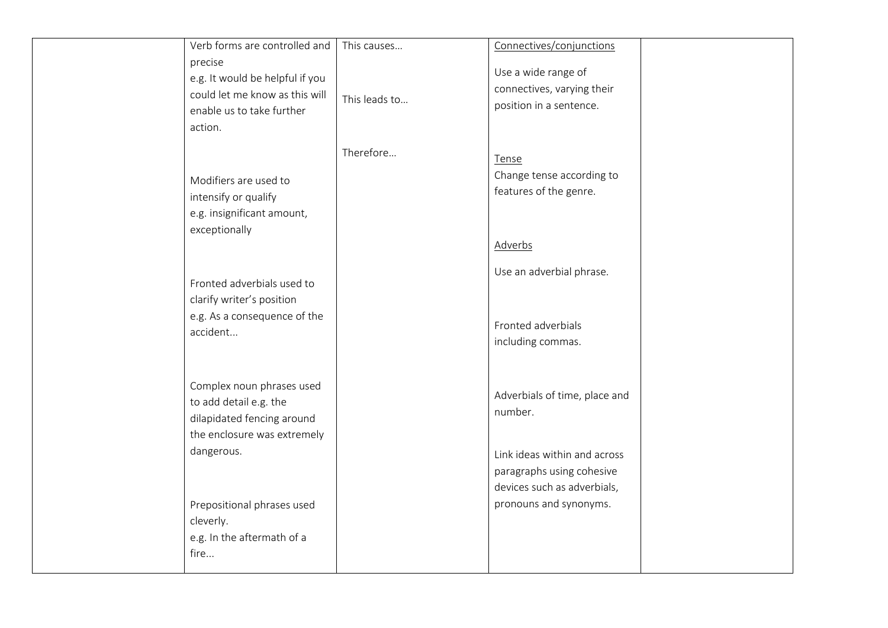| | | | | |
|---|---|---|---|---|
| | Verb forms are controlled and precise<br>e.g. It would be helpful if you could let me know as this will enable us to take further action.<br><br>Modifiers are used to intensify or qualify<br>e.g. insignificant amount, exceptionally<br><br>Fronted adverbials used to clarify writer's position<br>e.g. As a consequence of the accident...<br><br>Complex noun phrases used to add detail e.g. the dilapidated fencing around the enclosure was extremely dangerous.<br><br>Prepositional phrases used cleverly.<br>e.g. In the aftermath of a fire... | This causes…<br><br>This leads to…<br><br>Therefore… | <u>Connectives/conjunctions</u><br><br>Use a wide range of connectives, varying their position in a sentence.<br><br><u>Tense</u><br>Change tense according to features of the genre.<br><br><u>Adverbs</u><br><br>Use an adverbial phrase.<br><br>Fronted adverbials including commas.<br><br>Adverbials of time, place and number.<br><br>Link ideas within and across paragraphs using cohesive devices such as adverbials, pronouns and synonyms. | |